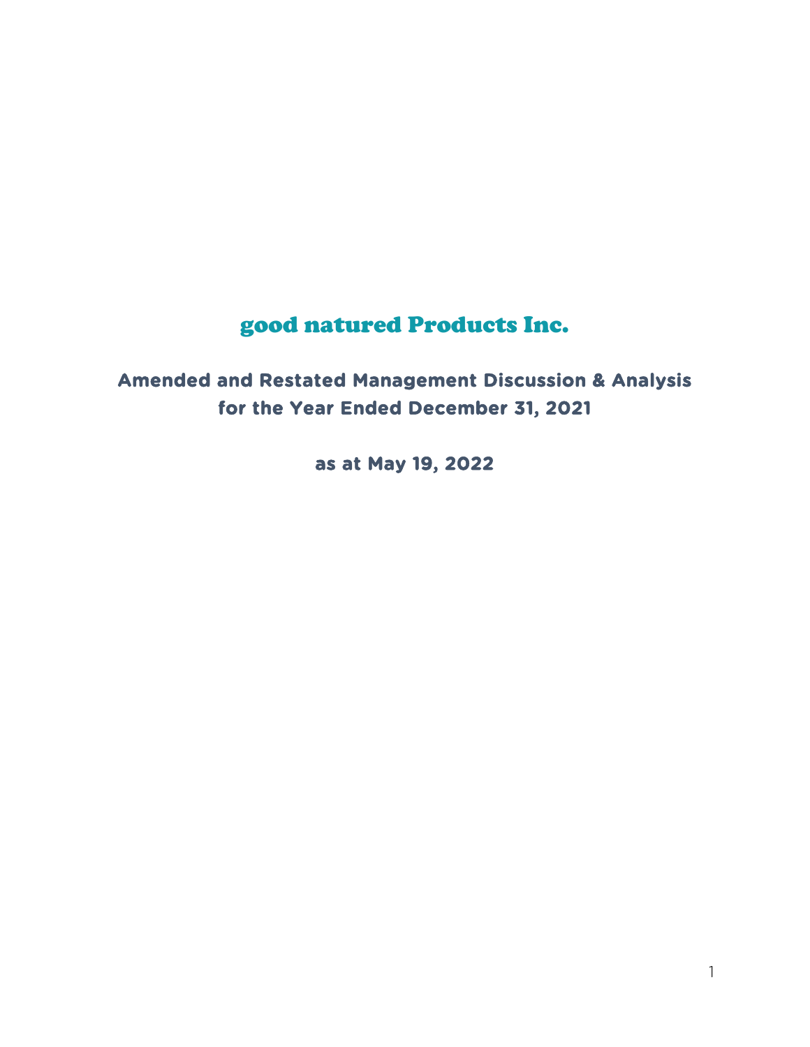# good natured Products Inc.

## Amended and Restated Management Discussion & Analysis for the Year Ended December 31, 2021

### as at May 19, 2022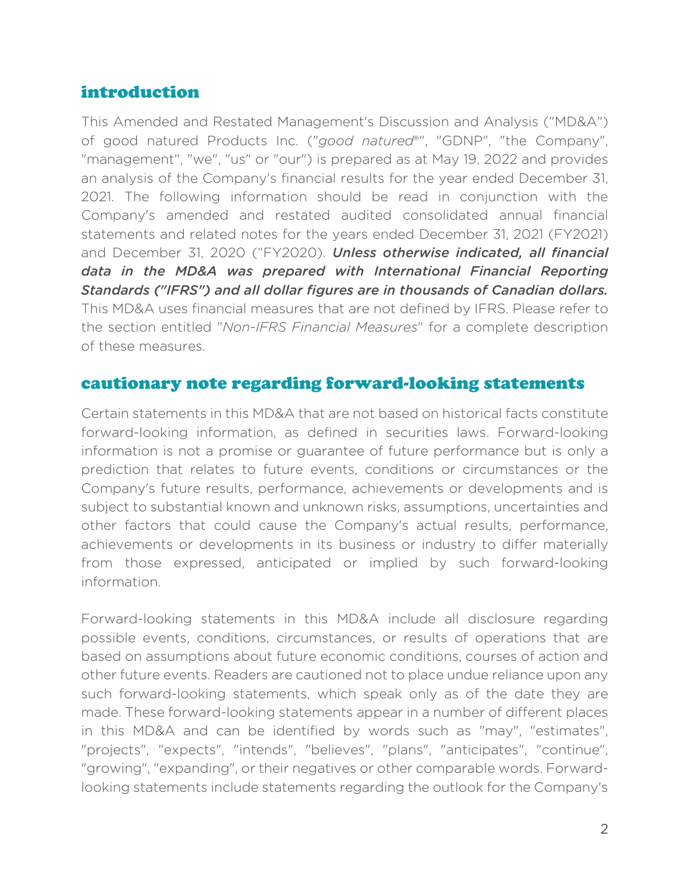## introduction

This Amended and Restated Management's Discussion and Analysis ("MD&A") of good natured Products Inc. (*"good natured®"*, "GDNP", "the Company", "management", "we", "us" or "our") is prepared as at May 19, 2022 and provides an analysis of the Company's financial results for the year ended December 31, 2021. The following information should be read in conjunction with the Company's amended and restated audited consolidated annual financial statements and related notes for the years ended December 31, 2021 (FY2021) and December 31, 2020 ("FY2020). ***Unless otherwise indicated, all financial data in the MD&A was prepared with International Financial Reporting Standards ("IFRS") and all dollar figures are in thousands of Canadian dollars.*** This MD&A uses financial measures that are not defined by IFRS. Please refer to the section entitled "*Non-IFRS Financial Measures*" for a complete description of these measures.

## cautionary note regarding forward-looking statements

Certain statements in this MD&A that are not based on historical facts constitute forward-looking information, as defined in securities laws. Forward-looking information is not a promise or guarantee of future performance but is only a prediction that relates to future events, conditions or circumstances or the Company's future results, performance, achievements or developments and is subject to substantial known and unknown risks, assumptions, uncertainties and other factors that could cause the Company's actual results, performance, achievements or developments in its business or industry to differ materially from those expressed, anticipated or implied by such forward-looking information.

Forward-looking statements in this MD&A include all disclosure regarding possible events, conditions, circumstances, or results of operations that are based on assumptions about future economic conditions, courses of action and other future events. Readers are cautioned not to place undue reliance upon any such forward-looking statements, which speak only as of the date they are made. These forward-looking statements appear in a number of different places in this MD&A and can be identified by words such as "may", "estimates", "projects", "expects", "intends", "believes", "plans", "anticipates", "continue", "growing", "expanding", or their negatives or other comparable words. Forward-looking statements include statements regarding the outlook for the Company's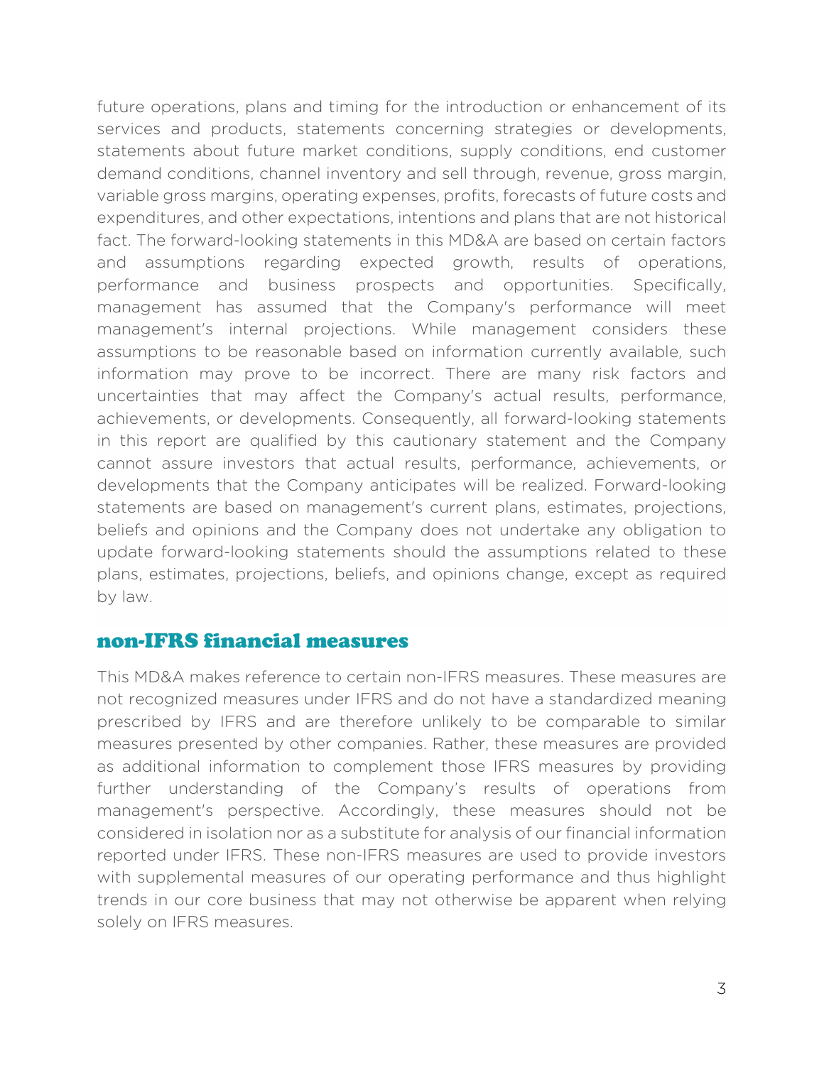future operations, plans and timing for the introduction or enhancement of its services and products, statements concerning strategies or developments, statements about future market conditions, supply conditions, end customer demand conditions, channel inventory and sell through, revenue, gross margin, variable gross margins, operating expenses, profits, forecasts of future costs and expenditures, and other expectations, intentions and plans that are not historical fact. The forward-looking statements in this MD&A are based on certain factors and assumptions regarding expected growth, results of operations, performance and business prospects and opportunities. Specifically, management has assumed that the Company's performance will meet management's internal projections. While management considers these assumptions to be reasonable based on information currently available, such information may prove to be incorrect. There are many risk factors and uncertainties that may affect the Company's actual results, performance, achievements, or developments. Consequently, all forward-looking statements in this report are qualified by this cautionary statement and the Company cannot assure investors that actual results, performance, achievements, or developments that the Company anticipates will be realized. Forward-looking statements are based on management's current plans, estimates, projections, beliefs and opinions and the Company does not undertake any obligation to update forward-looking statements should the assumptions related to these plans, estimates, projections, beliefs, and opinions change, except as required by law.

## non-IFRS financial measures

This MD&A makes reference to certain non-IFRS measures. These measures are not recognized measures under IFRS and do not have a standardized meaning prescribed by IFRS and are therefore unlikely to be comparable to similar measures presented by other companies. Rather, these measures are provided as additional information to complement those IFRS measures by providing further understanding of the Company's results of operations from management's perspective. Accordingly, these measures should not be considered in isolation nor as a substitute for analysis of our financial information reported under IFRS. These non-IFRS measures are used to provide investors with supplemental measures of our operating performance and thus highlight trends in our core business that may not otherwise be apparent when relying solely on IFRS measures.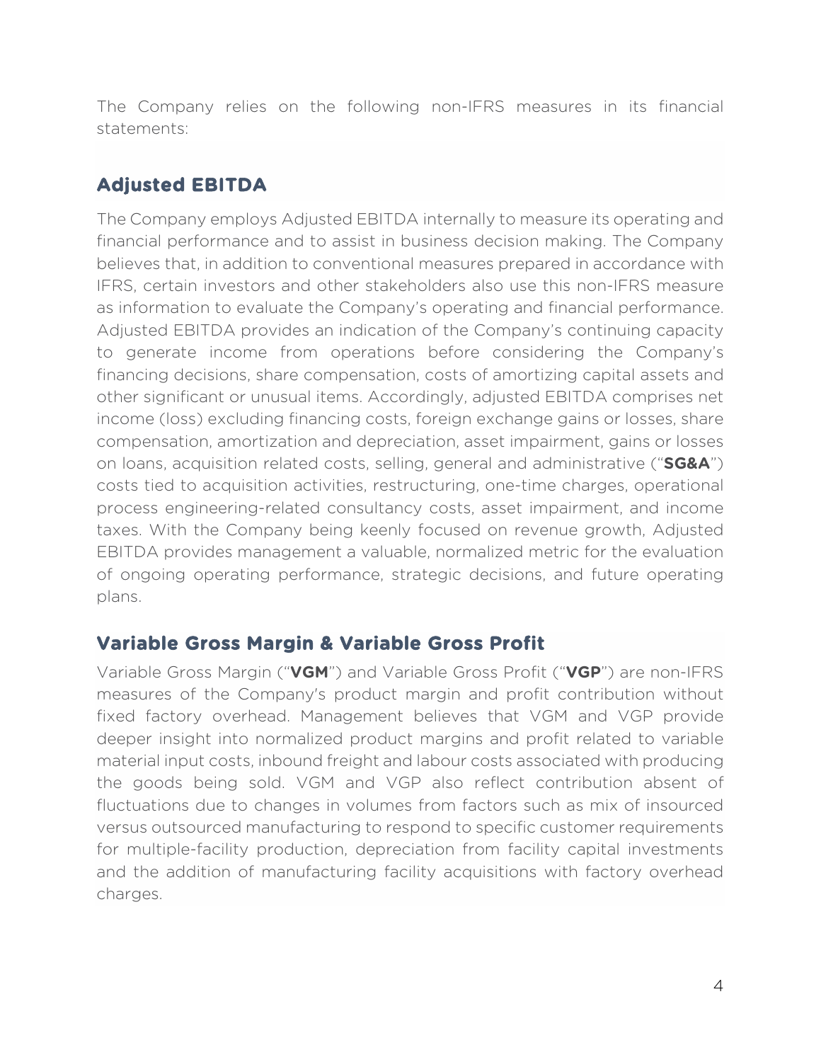The Company relies on the following non-IFRS measures in its financial statements:

## Adjusted EBITDA

The Company employs Adjusted EBITDA internally to measure its operating and financial performance and to assist in business decision making. The Company believes that, in addition to conventional measures prepared in accordance with IFRS, certain investors and other stakeholders also use this non-IFRS measure as information to evaluate the Company's operating and financial performance. Adjusted EBITDA provides an indication of the Company's continuing capacity to generate income from operations before considering the Company's financing decisions, share compensation, costs of amortizing capital assets and other significant or unusual items. Accordingly, adjusted EBITDA comprises net income (loss) excluding financing costs, foreign exchange gains or losses, share compensation, amortization and depreciation, asset impairment, gains or losses on loans, acquisition related costs, selling, general and administrative ("**SG&A**") costs tied to acquisition activities, restructuring, one-time charges, operational process engineering-related consultancy costs, asset impairment, and income taxes. With the Company being keenly focused on revenue growth, Adjusted EBITDA provides management a valuable, normalized metric for the evaluation of ongoing operating performance, strategic decisions, and future operating plans.

## Variable Gross Margin & Variable Gross Profit

Variable Gross Margin ("**VGM**") and Variable Gross Profit ("**VGP**") are non-IFRS measures of the Company's product margin and profit contribution without fixed factory overhead. Management believes that VGM and VGP provide deeper insight into normalized product margins and profit related to variable material input costs, inbound freight and labour costs associated with producing the goods being sold. VGM and VGP also reflect contribution absent of fluctuations due to changes in volumes from factors such as mix of insourced versus outsourced manufacturing to respond to specific customer requirements for multiple-facility production, depreciation from facility capital investments and the addition of manufacturing facility acquisitions with factory overhead charges.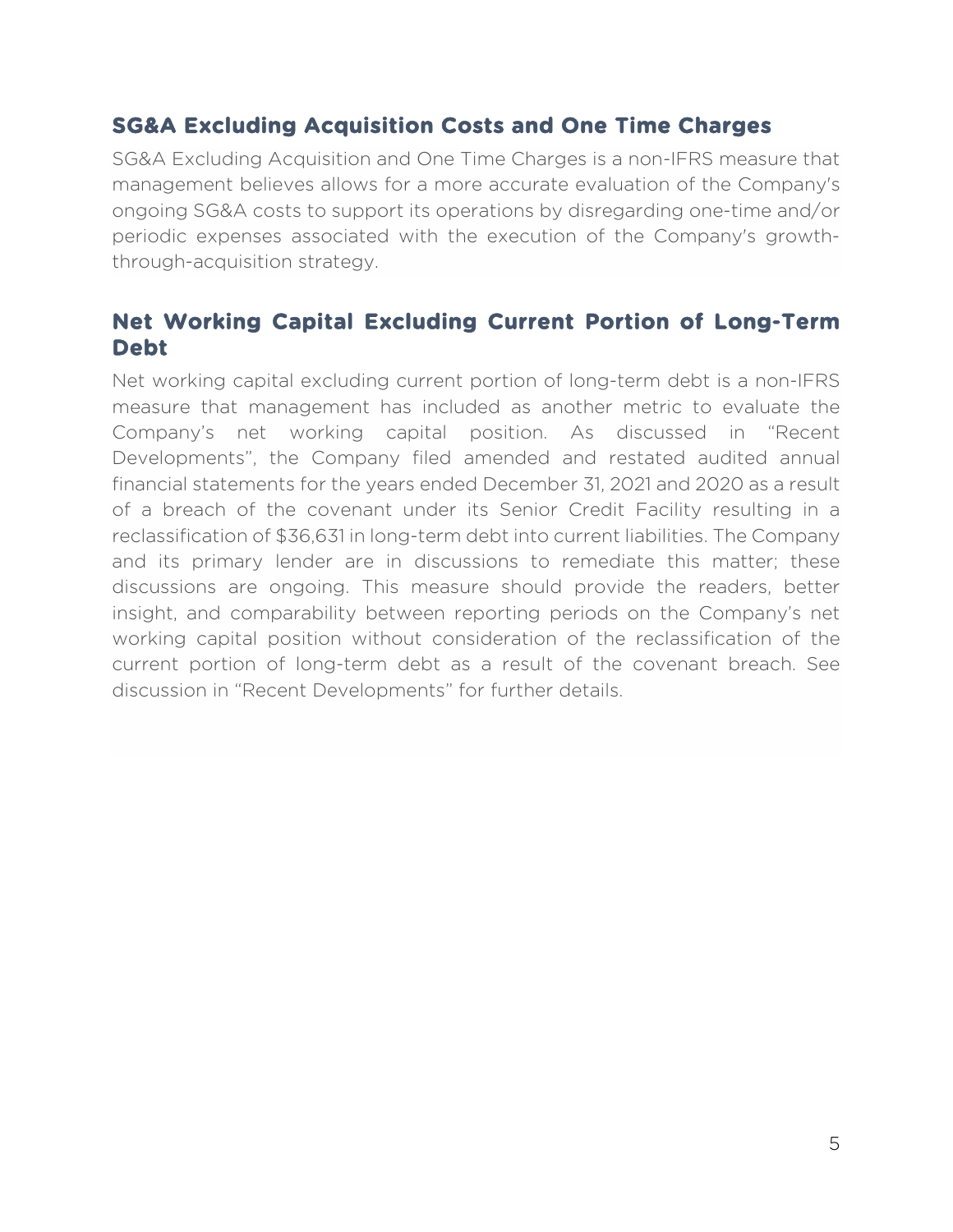## SG&A Excluding Acquisition Costs and One Time Charges

SG&A Excluding Acquisition and One Time Charges is a non-IFRS measure that management believes allows for a more accurate evaluation of the Company's ongoing SG&A costs to support its operations by disregarding one-time and/or periodic expenses associated with the execution of the Company's growth-through-acquisition strategy.

## Net Working Capital Excluding Current Portion of Long-Term Debt

Net working capital excluding current portion of long-term debt is a non-IFRS measure that management has included as another metric to evaluate the Company's net working capital position. As discussed in "Recent Developments", the Company filed amended and restated audited annual financial statements for the years ended December 31, 2021 and 2020 as a result of a breach of the covenant under its Senior Credit Facility resulting in a reclassification of $36,631 in long-term debt into current liabilities. The Company and its primary lender are in discussions to remediate this matter; these discussions are ongoing. This measure should provide the readers, better insight, and comparability between reporting periods on the Company's net working capital position without consideration of the reclassification of the current portion of long-term debt as a result of the covenant breach. See discussion in "Recent Developments" for further details.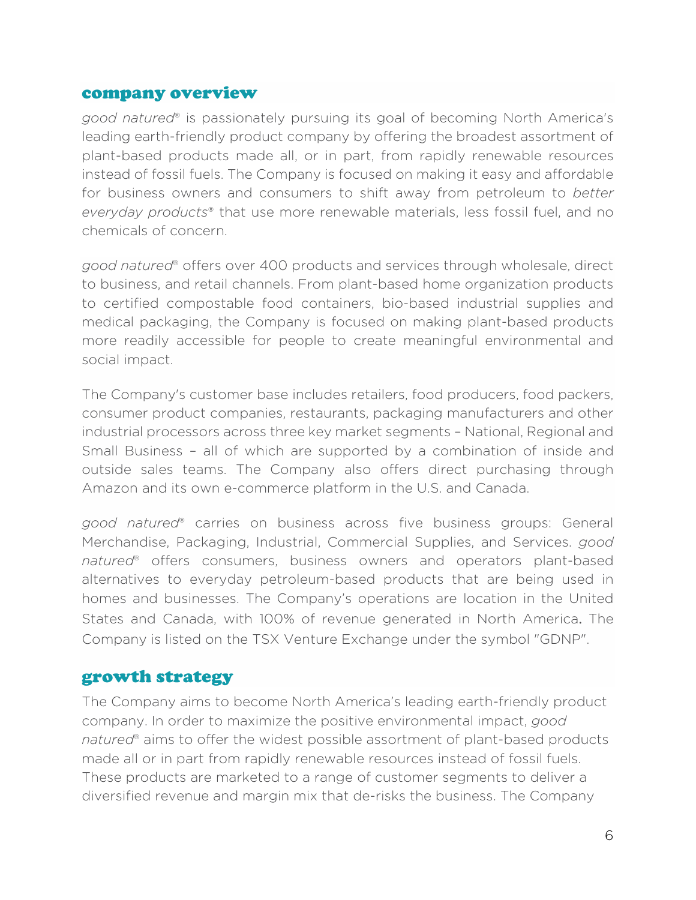## company overview

*good natured*® is passionately pursuing its goal of becoming North America's leading earth-friendly product company by offering the broadest assortment of plant-based products made all, or in part, from rapidly renewable resources instead of fossil fuels. The Company is focused on making it easy and affordable for business owners and consumers to shift away from petroleum to *better everyday products*® that use more renewable materials, less fossil fuel, and no chemicals of concern.

*good natured*® offers over 400 products and services through wholesale, direct to business, and retail channels. From plant-based home organization products to certified compostable food containers, bio-based industrial supplies and medical packaging, the Company is focused on making plant-based products more readily accessible for people to create meaningful environmental and social impact.

The Company's customer base includes retailers, food producers, food packers, consumer product companies, restaurants, packaging manufacturers and other industrial processors across three key market segments – National, Regional and Small Business – all of which are supported by a combination of inside and outside sales teams. The Company also offers direct purchasing through Amazon and its own e-commerce platform in the U.S. and Canada.

*good natured*® carries on business across five business groups: General Merchandise, Packaging, Industrial, Commercial Supplies, and Services. *good natured*® offers consumers, business owners and operators plant-based alternatives to everyday petroleum-based products that are being used in homes and businesses. The Company's operations are location in the United States and Canada, with 100% of revenue generated in North America. The Company is listed on the TSX Venture Exchange under the symbol "GDNP".

## growth strategy

The Company aims to become North America's leading earth-friendly product company. In order to maximize the positive environmental impact, *good natured*® aims to offer the widest possible assortment of plant-based products made all or in part from rapidly renewable resources instead of fossil fuels. These products are marketed to a range of customer segments to deliver a diversified revenue and margin mix that de-risks the business. The Company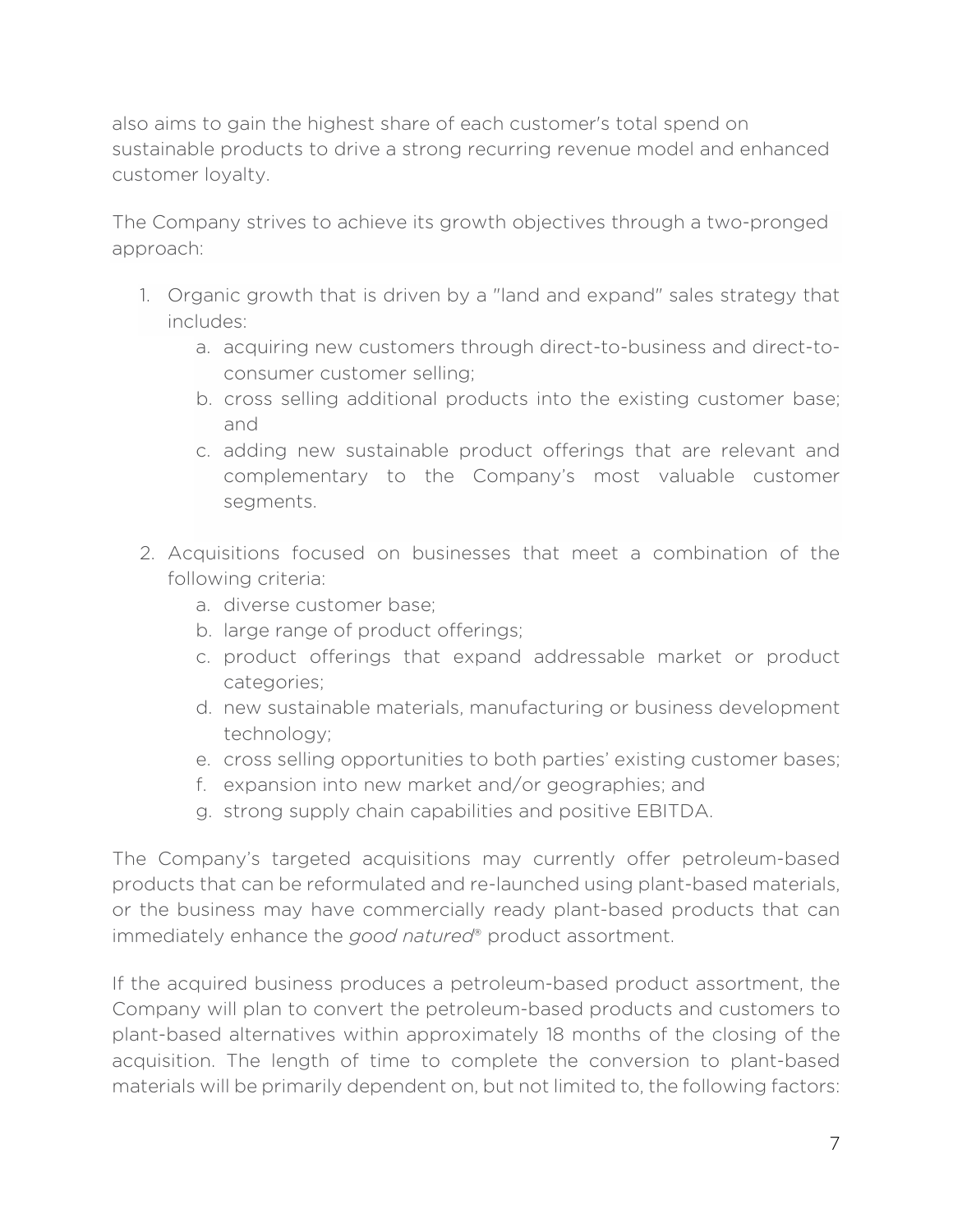also aims to gain the highest share of each customer's total spend on sustainable products to drive a strong recurring revenue model and enhanced customer loyalty.

The Company strives to achieve its growth objectives through a two-pronged approach:

1. Organic growth that is driven by a "land and expand" sales strategy that includes:
    a. acquiring new customers through direct-to-business and direct-to-consumer customer selling;
    b. cross selling additional products into the existing customer base; and
    c. adding new sustainable product offerings that are relevant and complementary to the Company's most valuable customer segments.

2. Acquisitions focused on businesses that meet a combination of the following criteria:
    a. diverse customer base;
    b. large range of product offerings;
    c. product offerings that expand addressable market or product categories;
    d. new sustainable materials, manufacturing or business development technology;
    e. cross selling opportunities to both parties' existing customer bases;
    f. expansion into new market and/or geographies; and
    g. strong supply chain capabilities and positive EBITDA.

The Company's targeted acquisitions may currently offer petroleum-based products that can be reformulated and re-launched using plant-based materials, or the business may have commercially ready plant-based products that can immediately enhance the *good natured®* product assortment.

If the acquired business produces a petroleum-based product assortment, the Company will plan to convert the petroleum-based products and customers to plant-based alternatives within approximately 18 months of the closing of the acquisition. The length of time to complete the conversion to plant-based materials will be primarily dependent on, but not limited to, the following factors: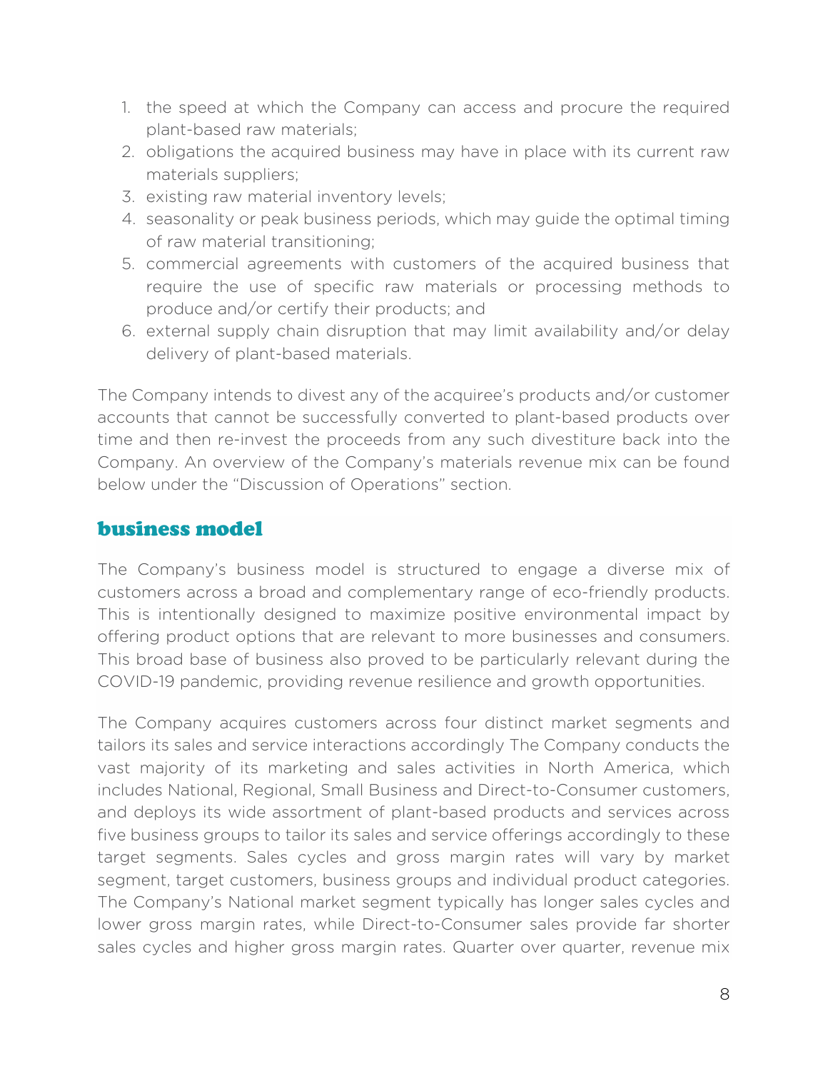1. the speed at which the Company can access and procure the required plant-based raw materials;
2. obligations the acquired business may have in place with its current raw materials suppliers;
3. existing raw material inventory levels;
4. seasonality or peak business periods, which may guide the optimal timing of raw material transitioning;
5. commercial agreements with customers of the acquired business that require the use of specific raw materials or processing methods to produce and/or certify their products; and
6. external supply chain disruption that may limit availability and/or delay delivery of plant-based materials.

The Company intends to divest any of the acquiree's products and/or customer accounts that cannot be successfully converted to plant-based products over time and then re-invest the proceeds from any such divestiture back into the Company. An overview of the Company's materials revenue mix can be found below under the "Discussion of Operations" section.

## business model

The Company's business model is structured to engage a diverse mix of customers across a broad and complementary range of eco-friendly products. This is intentionally designed to maximize positive environmental impact by offering product options that are relevant to more businesses and consumers. This broad base of business also proved to be particularly relevant during the COVID-19 pandemic, providing revenue resilience and growth opportunities.

The Company acquires customers across four distinct market segments and tailors its sales and service interactions accordingly The Company conducts the vast majority of its marketing and sales activities in North America, which includes National, Regional, Small Business and Direct-to-Consumer customers, and deploys its wide assortment of plant-based products and services across five business groups to tailor its sales and service offerings accordingly to these target segments. Sales cycles and gross margin rates will vary by market segment, target customers, business groups and individual product categories. The Company's National market segment typically has longer sales cycles and lower gross margin rates, while Direct-to-Consumer sales provide far shorter sales cycles and higher gross margin rates. Quarter over quarter, revenue mix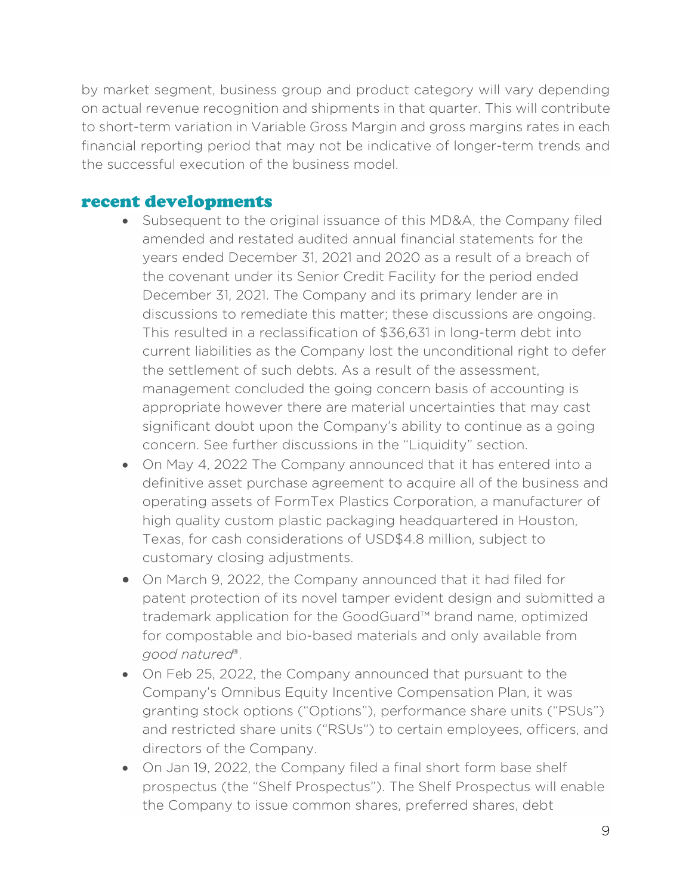by market segment, business group and product category will vary depending on actual revenue recognition and shipments in that quarter. This will contribute to short-term variation in Variable Gross Margin and gross margins rates in each financial reporting period that may not be indicative of longer-term trends and the successful execution of the business model.

## recent developments

- Subsequent to the original issuance of this MD&A, the Company filed amended and restated audited annual financial statements for the years ended December 31, 2021 and 2020 as a result of a breach of the covenant under its Senior Credit Facility for the period ended December 31, 2021. The Company and its primary lender are in discussions to remediate this matter; these discussions are ongoing. This resulted in a reclassification of $36,631 in long-term debt into current liabilities as the Company lost the unconditional right to defer the settlement of such debts. As a result of the assessment, management concluded the going concern basis of accounting is appropriate however there are material uncertainties that may cast significant doubt upon the Company's ability to continue as a going concern. See further discussions in the "Liquidity" section.
- On May 4, 2022 The Company announced that it has entered into a definitive asset purchase agreement to acquire all of the business and operating assets of FormTex Plastics Corporation, a manufacturer of high quality custom plastic packaging headquartered in Houston, Texas, for cash considerations of USD$4.8 million, subject to customary closing adjustments.
- On March 9, 2022, the Company announced that it had filed for patent protection of its novel tamper evident design and submitted a trademark application for the GoodGuard™ brand name, optimized for compostable and bio-based materials and only available from *good natured*®.
- On Feb 25, 2022, the Company announced that pursuant to the Company's Omnibus Equity Incentive Compensation Plan, it was granting stock options ("Options"), performance share units ("PSUs") and restricted share units ("RSUs") to certain employees, officers, and directors of the Company.
- On Jan 19, 2022, the Company filed a final short form base shelf prospectus (the "Shelf Prospectus"). The Shelf Prospectus will enable the Company to issue common shares, preferred shares, debt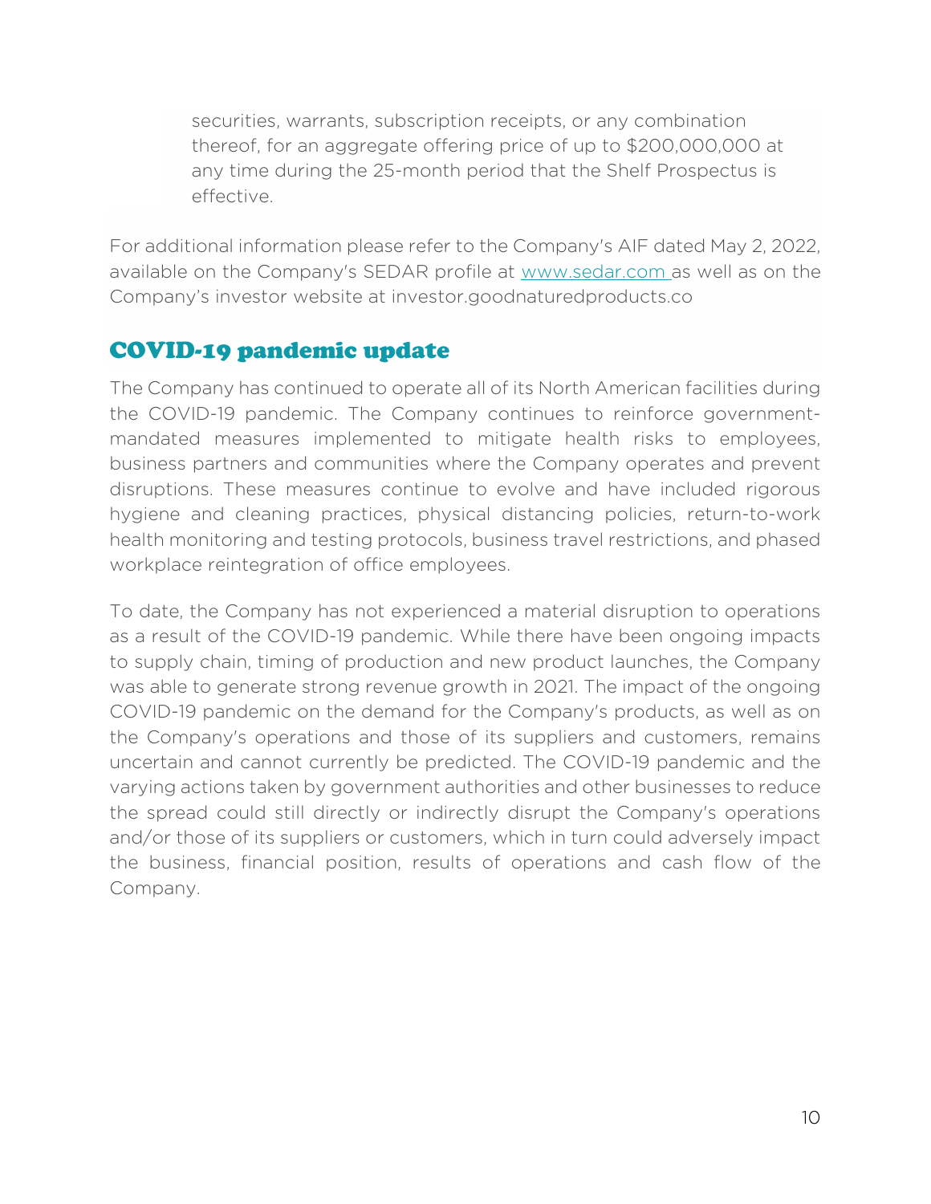securities, warrants, subscription receipts, or any combination thereof, for an aggregate offering price of up to $200,000,000 at any time during the 25-month period that the Shelf Prospectus is effective.

For additional information please refer to the Company's AIF dated May 2, 2022, available on the Company's SEDAR profile at [www.sedar.com](www.sedar.com) as well as on the Company's investor website at investor.goodnaturedproducts.co

## COVID-19 pandemic update

The Company has continued to operate all of its North American facilities during the COVID-19 pandemic. The Company continues to reinforce government-mandated measures implemented to mitigate health risks to employees, business partners and communities where the Company operates and prevent disruptions. These measures continue to evolve and have included rigorous hygiene and cleaning practices, physical distancing policies, return-to-work health monitoring and testing protocols, business travel restrictions, and phased workplace reintegration of office employees.

To date, the Company has not experienced a material disruption to operations as a result of the COVID-19 pandemic. While there have been ongoing impacts to supply chain, timing of production and new product launches, the Company was able to generate strong revenue growth in 2021. The impact of the ongoing COVID-19 pandemic on the demand for the Company's products, as well as on the Company's operations and those of its suppliers and customers, remains uncertain and cannot currently be predicted. The COVID-19 pandemic and the varying actions taken by government authorities and other businesses to reduce the spread could still directly or indirectly disrupt the Company's operations and/or those of its suppliers or customers, which in turn could adversely impact the business, financial position, results of operations and cash flow of the Company.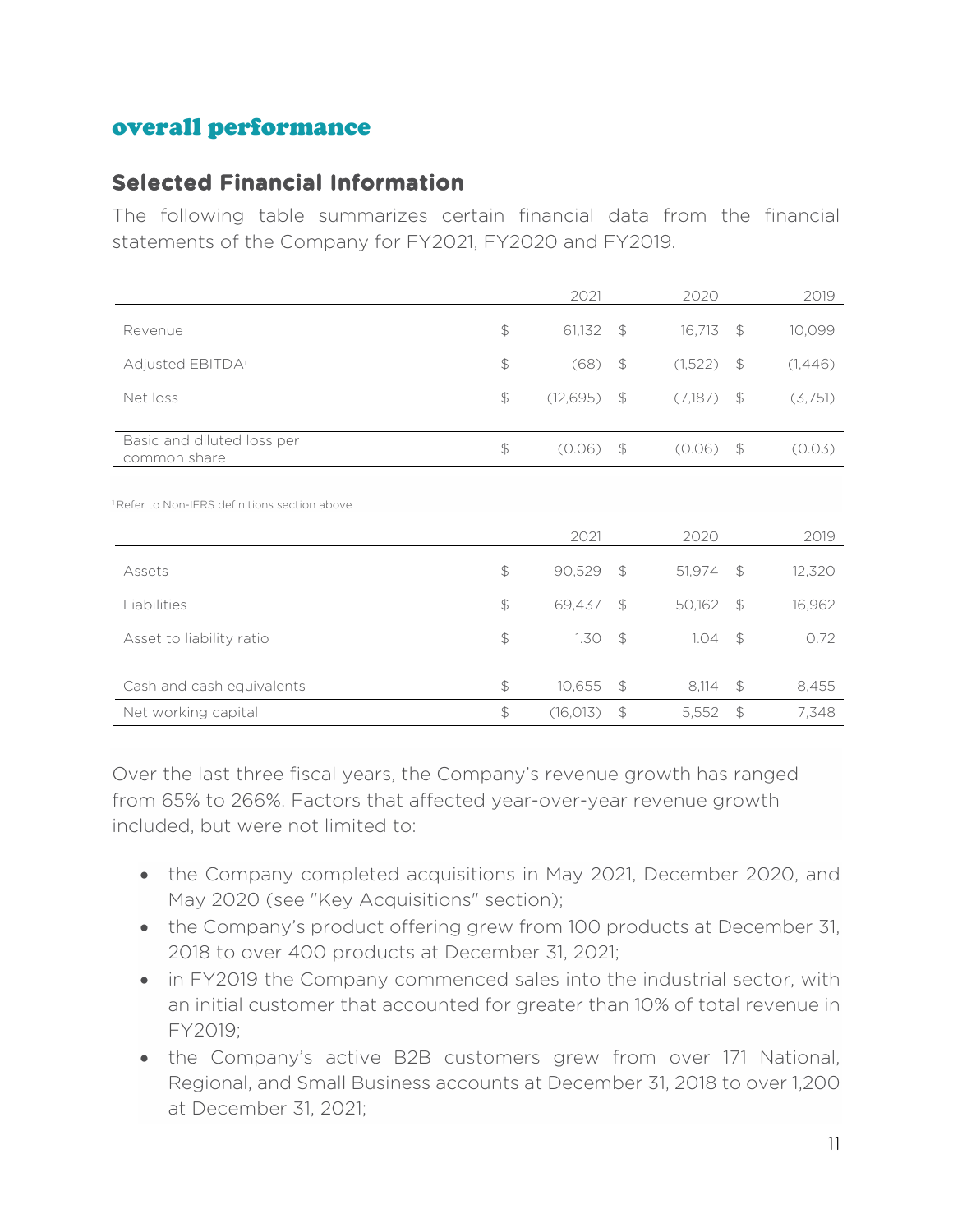## overall performance

### Selected Financial Information

The following table summarizes certain financial data from the financial statements of the Company for FY2021, FY2020 and FY2019.

| | 2021 | 2020 | 2019 |
|---|---|---|---|
| Revenue | $ 61,132 | $ 16,713 | $ 10,099 |
| Adjusted EBITDA[1] | $ (68) | $ (1,522) | $ (1,446) |
| Net loss | $ (12,695) | $ (7,187) | $ (3,751) |
| Basic and diluted loss per common share | $ (0.06) | $ (0.06) | $ (0.03) |

[1] Refer to Non-IFRS definitions section above

| | 2021 | 2020 | 2019 |
|---|---|---|---|
| Assets | $ 90,529 | $ 51,974 | $ 12,320 |
| Liabilities | $ 69,437 | $ 50,162 | $ 16,962 |
| Asset to liability ratio | $ 1.30 | $ 1.04 | $ 0.72 |
| Cash and cash equivalents | $ 10,655 | $ 8,114 | $ 8,455 |
| Net working capital | $ (16,013) | $ 5,552 | $ 7,348 |

Over the last three fiscal years, the Company's revenue growth has ranged from 65% to 266%. Factors that affected year-over-year revenue growth included, but were not limited to:

- the Company completed acquisitions in May 2021, December 2020, and May 2020 (see "Key Acquisitions" section);
- the Company's product offering grew from 100 products at December 31, 2018 to over 400 products at December 31, 2021;
- in FY2019 the Company commenced sales into the industrial sector, with an initial customer that accounted for greater than 10% of total revenue in FY2019;
- the Company's active B2B customers grew from over 171 National, Regional, and Small Business accounts at December 31, 2018 to over 1,200 at December 31, 2021;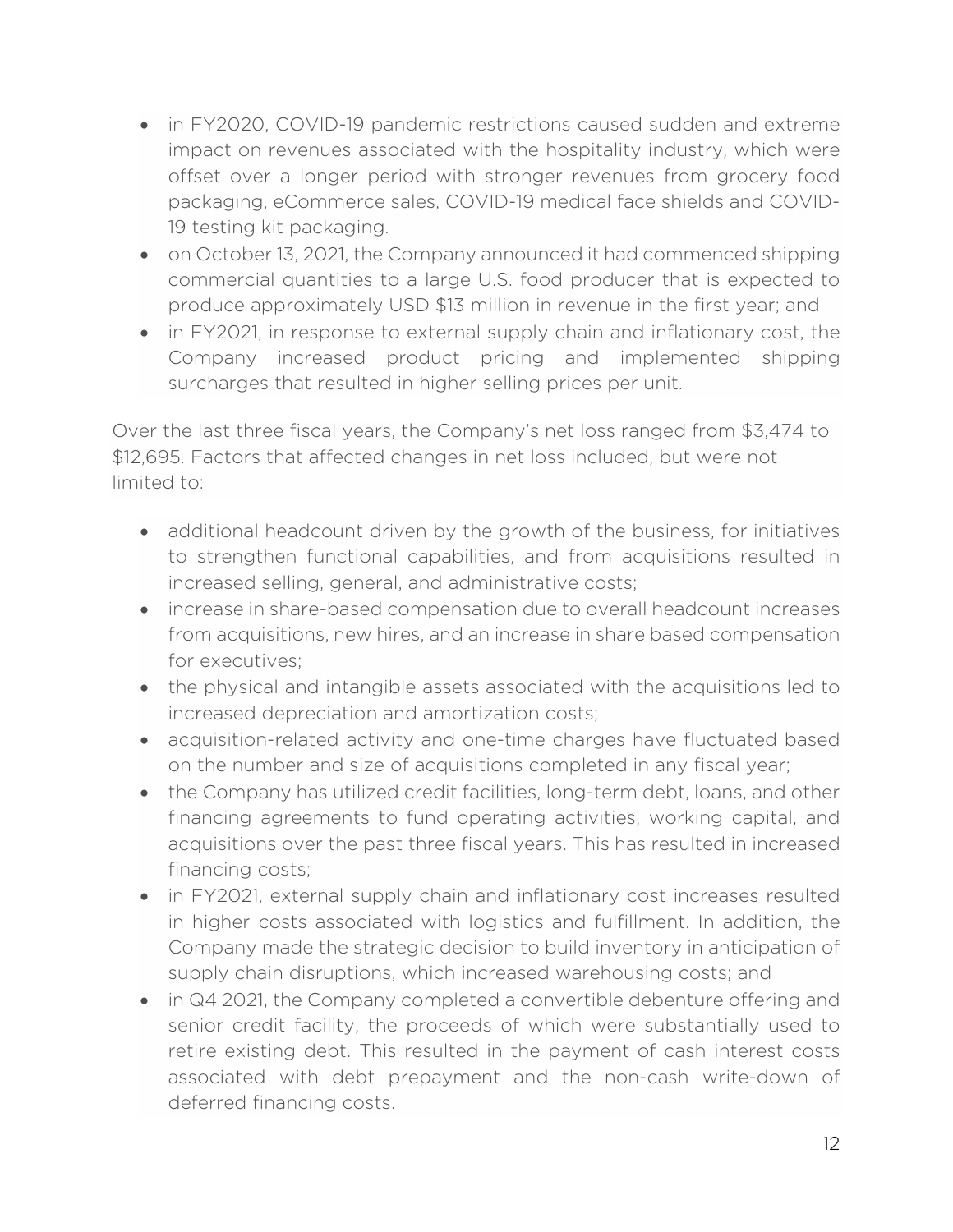- in FY2020, COVID-19 pandemic restrictions caused sudden and extreme impact on revenues associated with the hospitality industry, which were offset over a longer period with stronger revenues from grocery food packaging, eCommerce sales, COVID-19 medical face shields and COVID-19 testing kit packaging.
- on October 13, 2021, the Company announced it had commenced shipping commercial quantities to a large U.S. food producer that is expected to produce approximately USD $13 million in revenue in the first year; and
- in FY2021, in response to external supply chain and inflationary cost, the Company increased product pricing and implemented shipping surcharges that resulted in higher selling prices per unit.

Over the last three fiscal years, the Company's net loss ranged from $3,474 to $12,695. Factors that affected changes in net loss included, but were not limited to:

- additional headcount driven by the growth of the business, for initiatives to strengthen functional capabilities, and from acquisitions resulted in increased selling, general, and administrative costs;
- increase in share-based compensation due to overall headcount increases from acquisitions, new hires, and an increase in share based compensation for executives;
- the physical and intangible assets associated with the acquisitions led to increased depreciation and amortization costs;
- acquisition-related activity and one-time charges have fluctuated based on the number and size of acquisitions completed in any fiscal year;
- the Company has utilized credit facilities, long-term debt, loans, and other financing agreements to fund operating activities, working capital, and acquisitions over the past three fiscal years. This has resulted in increased financing costs;
- in FY2021, external supply chain and inflationary cost increases resulted in higher costs associated with logistics and fulfillment. In addition, the Company made the strategic decision to build inventory in anticipation of supply chain disruptions, which increased warehousing costs; and
- in Q4 2021, the Company completed a convertible debenture offering and senior credit facility, the proceeds of which were substantially used to retire existing debt. This resulted in the payment of cash interest costs associated with debt prepayment and the non-cash write-down of deferred financing costs.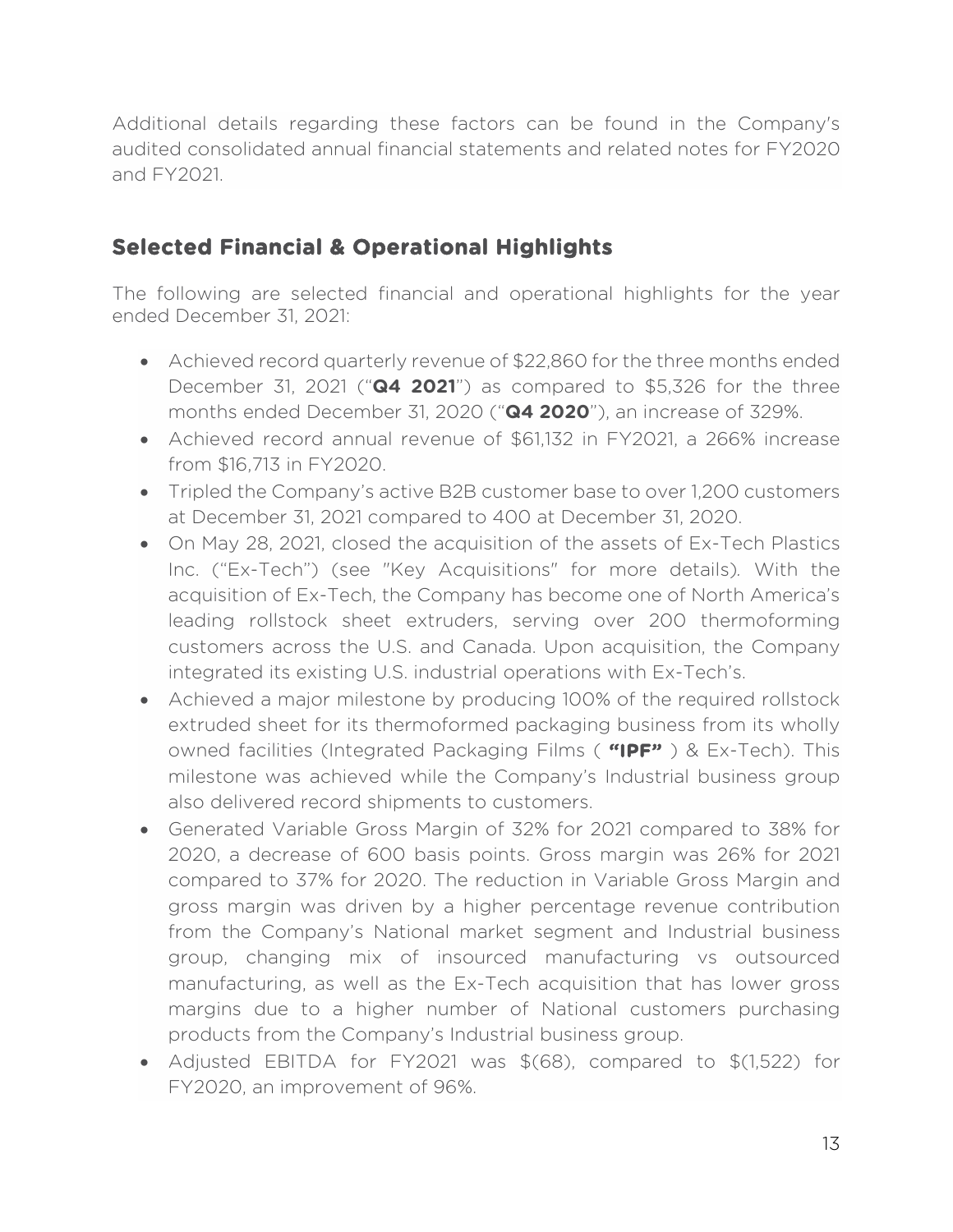Additional details regarding these factors can be found in the Company's audited consolidated annual financial statements and related notes for FY2020 and FY2021.

## Selected Financial & Operational Highlights

The following are selected financial and operational highlights for the year ended December 31, 2021:

- Achieved record quarterly revenue of $22,860 for the three months ended December 31, 2021 ("**Q4 2021**") as compared to $5,326 for the three months ended December 31, 2020 ("**Q4 2020**"), an increase of 329%.
- Achieved record annual revenue of $61,132 in FY2021, a 266% increase from $16,713 in FY2020.
- Tripled the Company's active B2B customer base to over 1,200 customers at December 31, 2021 compared to 400 at December 31, 2020.
- On May 28, 2021, closed the acquisition of the assets of Ex-Tech Plastics Inc. ("Ex-Tech") (see "Key Acquisitions" for more details). With the acquisition of Ex-Tech, the Company has become one of North America's leading rollstock sheet extruders, serving over 200 thermoforming customers across the U.S. and Canada. Upon acquisition, the Company integrated its existing U.S. industrial operations with Ex-Tech's.
- Achieved a major milestone by producing 100% of the required rollstock extruded sheet for its thermoformed packaging business from its wholly owned facilities (Integrated Packaging Films ( **"IPF"** ) & Ex-Tech). This milestone was achieved while the Company's Industrial business group also delivered record shipments to customers.
- Generated Variable Gross Margin of 32% for 2021 compared to 38% for 2020, a decrease of 600 basis points. Gross margin was 26% for 2021 compared to 37% for 2020. The reduction in Variable Gross Margin and gross margin was driven by a higher percentage revenue contribution from the Company's National market segment and Industrial business group, changing mix of insourced manufacturing vs outsourced manufacturing, as well as the Ex-Tech acquisition that has lower gross margins due to a higher number of National customers purchasing products from the Company's Industrial business group.
- Adjusted EBITDA for FY2021 was $(68), compared to $(1,522) for FY2020, an improvement of 96%.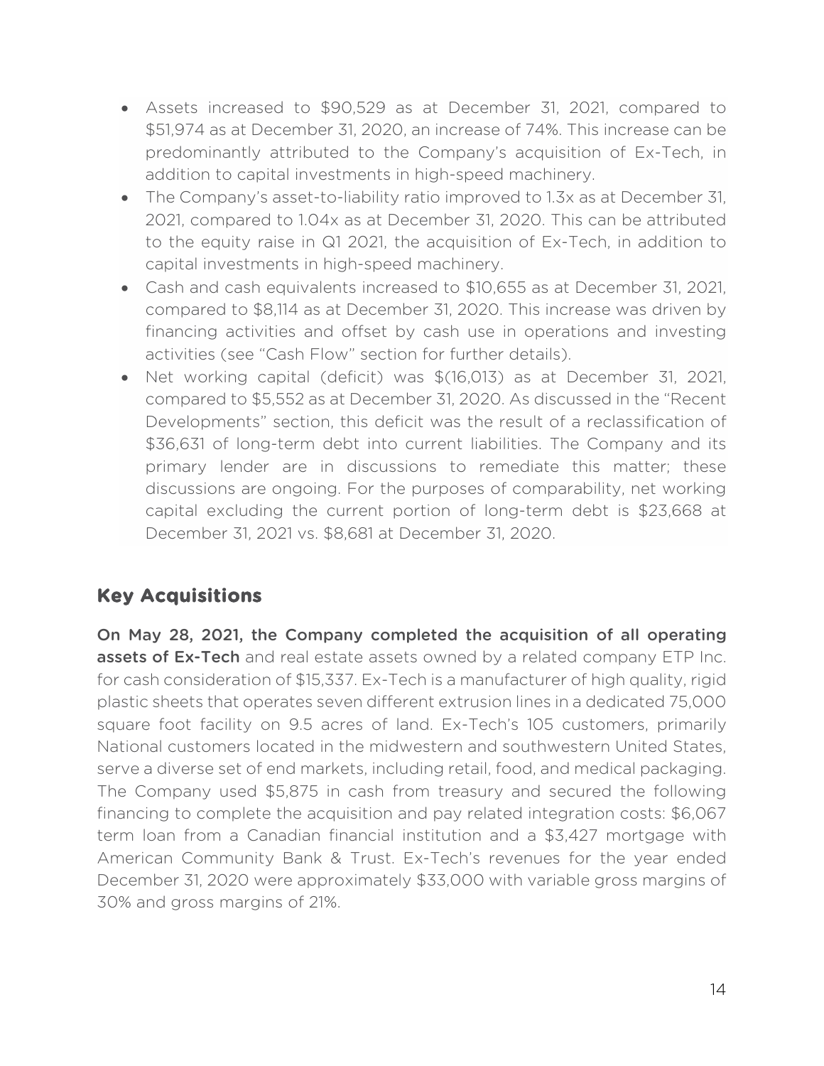- Assets increased to $90,529 as at December 31, 2021, compared to $51,974 as at December 31, 2020, an increase of 74%. This increase can be predominantly attributed to the Company's acquisition of Ex-Tech, in addition to capital investments in high-speed machinery.
- The Company's asset-to-liability ratio improved to 1.3x as at December 31, 2021, compared to 1.04x as at December 31, 2020. This can be attributed to the equity raise in Q1 2021, the acquisition of Ex-Tech, in addition to capital investments in high-speed machinery.
- Cash and cash equivalents increased to $10,655 as at December 31, 2021, compared to $8,114 as at December 31, 2020. This increase was driven by financing activities and offset by cash use in operations and investing activities (see "Cash Flow" section for further details).
- Net working capital (deficit) was $(16,013) as at December 31, 2021, compared to $5,552 as at December 31, 2020. As discussed in the "Recent Developments" section, this deficit was the result of a reclassification of $36,631 of long-term debt into current liabilities. The Company and its primary lender are in discussions to remediate this matter; these discussions are ongoing. For the purposes of comparability, net working capital excluding the current portion of long-term debt is $23,668 at December 31, 2021 vs. $8,681 at December 31, 2020.

## Key Acquisitions

**On May 28, 2021, the Company completed the acquisition of all operating assets of Ex-Tech** and real estate assets owned by a related company ETP Inc. for cash consideration of $15,337. Ex-Tech is a manufacturer of high quality, rigid plastic sheets that operates seven different extrusion lines in a dedicated 75,000 square foot facility on 9.5 acres of land. Ex-Tech's 105 customers, primarily National customers located in the midwestern and southwestern United States, serve a diverse set of end markets, including retail, food, and medical packaging. The Company used $5,875 in cash from treasury and secured the following financing to complete the acquisition and pay related integration costs: $6,067 term loan from a Canadian financial institution and a $3,427 mortgage with American Community Bank & Trust. Ex-Tech's revenues for the year ended December 31, 2020 were approximately $33,000 with variable gross margins of 30% and gross margins of 21%.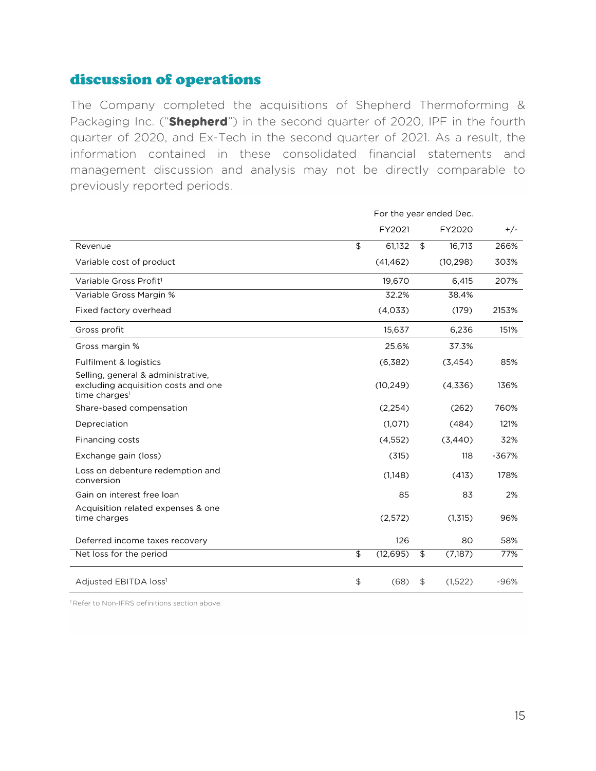## discussion of operations

The Company completed the acquisitions of Shepherd Thermoforming & Packaging Inc. ("**Shepherd**") in the second quarter of 2020, IPF in the fourth quarter of 2020, and Ex-Tech in the second quarter of 2021. As a result, the information contained in these consolidated financial statements and management discussion and analysis may not be directly comparable to previously reported periods.

| | For the year ended Dec. | | |
|---|---|---|---|
| | FY2021 | FY2020 | +/- |
| Revenue | $ 61,132 | $ 16,713 | 266% |
| Variable cost of product | (41,462) | (10,298) | 303% |
| Variable Gross Profit[1] | 19,670 | 6,415 | 207% |
| Variable Gross Margin % | 32.2% | 38.4% | |
| Fixed factory overhead | (4,033) | (179) | 2153% |
| Gross profit | 15,637 | 6,236 | 151% |
| Gross margin % | 25.6% | 37.3% | |
| Fulfilment & logistics | (6,382) | (3,454) | 85% |
| Selling, general & administrative, excluding acquisition costs and one time charges[1] | (10,249) | (4,336) | 136% |
| Share-based compensation | (2,254) | (262) | 760% |
| Depreciation | (1,071) | (484) | 121% |
| Financing costs | (4,552) | (3,440) | 32% |
| Exchange gain (loss) | (315) | 118 | -367% |
| Loss on debenture redemption and conversion | (1,148) | (413) | 178% |
| Gain on interest free loan | 85 | 83 | 2% |
| Acquisition related expenses & one time charges | (2,572) | (1,315) | 96% |
| Deferred income taxes recovery | 126 | 80 | 58% |
| Net loss for the period | $ (12,695) | $ (7,187) | 77% |
| Adjusted EBITDA loss[1] | $ (68) | $ (1,522) | -96% |

[1] Refer to Non-IFRS definitions section above.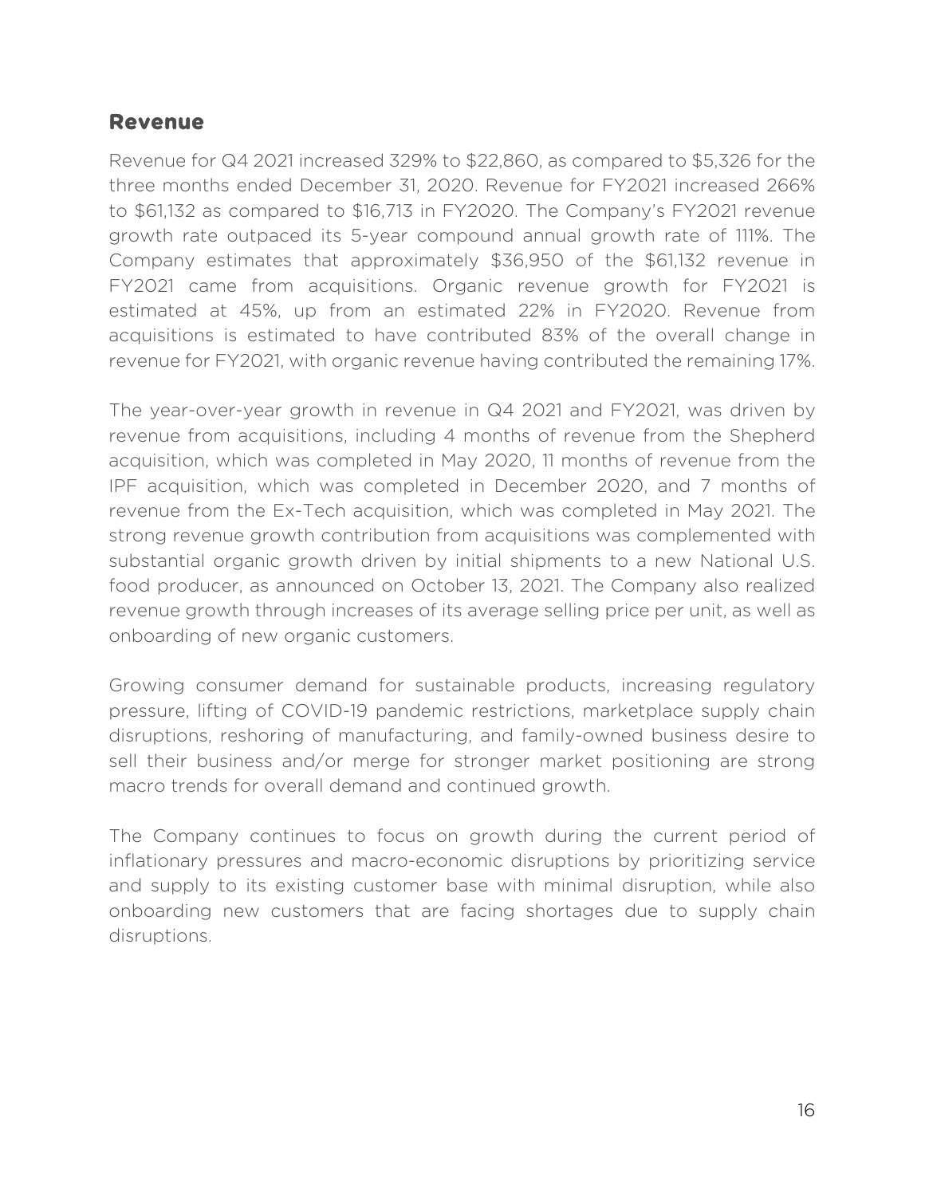## Revenue

Revenue for Q4 2021 increased 329% to $22,860, as compared to $5,326 for the three months ended December 31, 2020. Revenue for FY2021 increased 266% to $61,132 as compared to $16,713 in FY2020. The Company's FY2021 revenue growth rate outpaced its 5-year compound annual growth rate of 111%. The Company estimates that approximately $36,950 of the $61,132 revenue in FY2021 came from acquisitions. Organic revenue growth for FY2021 is estimated at 45%, up from an estimated 22% in FY2020. Revenue from acquisitions is estimated to have contributed 83% of the overall change in revenue for FY2021, with organic revenue having contributed the remaining 17%.

The year-over-year growth in revenue in Q4 2021 and FY2021, was driven by revenue from acquisitions, including 4 months of revenue from the Shepherd acquisition, which was completed in May 2020, 11 months of revenue from the IPF acquisition, which was completed in December 2020, and 7 months of revenue from the Ex-Tech acquisition, which was completed in May 2021. The strong revenue growth contribution from acquisitions was complemented with substantial organic growth driven by initial shipments to a new National U.S. food producer, as announced on October 13, 2021. The Company also realized revenue growth through increases of its average selling price per unit, as well as onboarding of new organic customers.

Growing consumer demand for sustainable products, increasing regulatory pressure, lifting of COVID-19 pandemic restrictions, marketplace supply chain disruptions, reshoring of manufacturing, and family-owned business desire to sell their business and/or merge for stronger market positioning are strong macro trends for overall demand and continued growth.

The Company continues to focus on growth during the current period of inflationary pressures and macro-economic disruptions by prioritizing service and supply to its existing customer base with minimal disruption, while also onboarding new customers that are facing shortages due to supply chain disruptions.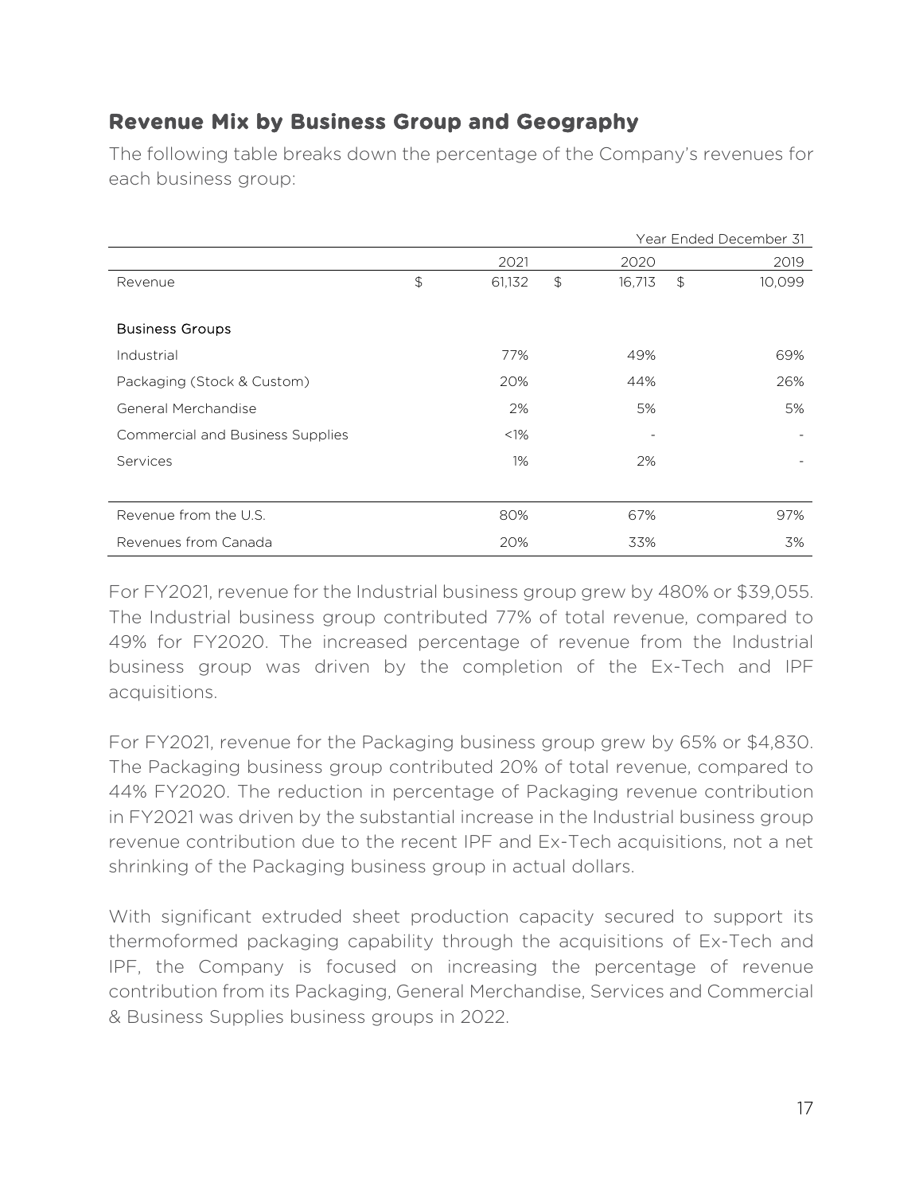## Revenue Mix by Business Group and Geography

The following table breaks down the percentage of the Company's revenues for each business group:

| | Year Ended December 31 | | |
|---|---|---|---|
| | 2021 | 2020 | 2019 |
| Revenue | $ 61,132 | $ 16,713 | $ 10,099 |
| | | | |
| Business Groups | | | |
| Industrial | 77% | 49% | 69% |
| Packaging (Stock & Custom) | 20% | 44% | 26% |
| General Merchandise | 2% | 5% | 5% |
| Commercial and Business Supplies | <1% | - | - |
| Services | 1% | 2% | - |
| | | | |
| Revenue from the U.S. | 80% | 67% | 97% |
| Revenues from Canada | 20% | 33% | 3% |

For FY2021, revenue for the Industrial business group grew by 480% or $39,055. The Industrial business group contributed 77% of total revenue, compared to 49% for FY2020. The increased percentage of revenue from the Industrial business group was driven by the completion of the Ex-Tech and IPF acquisitions.

For FY2021, revenue for the Packaging business group grew by 65% or $4,830. The Packaging business group contributed 20% of total revenue, compared to 44% FY2020. The reduction in percentage of Packaging revenue contribution in FY2021 was driven by the substantial increase in the Industrial business group revenue contribution due to the recent IPF and Ex-Tech acquisitions, not a net shrinking of the Packaging business group in actual dollars.

With significant extruded sheet production capacity secured to support its thermoformed packaging capability through the acquisitions of Ex-Tech and IPF, the Company is focused on increasing the percentage of revenue contribution from its Packaging, General Merchandise, Services and Commercial & Business Supplies business groups in 2022.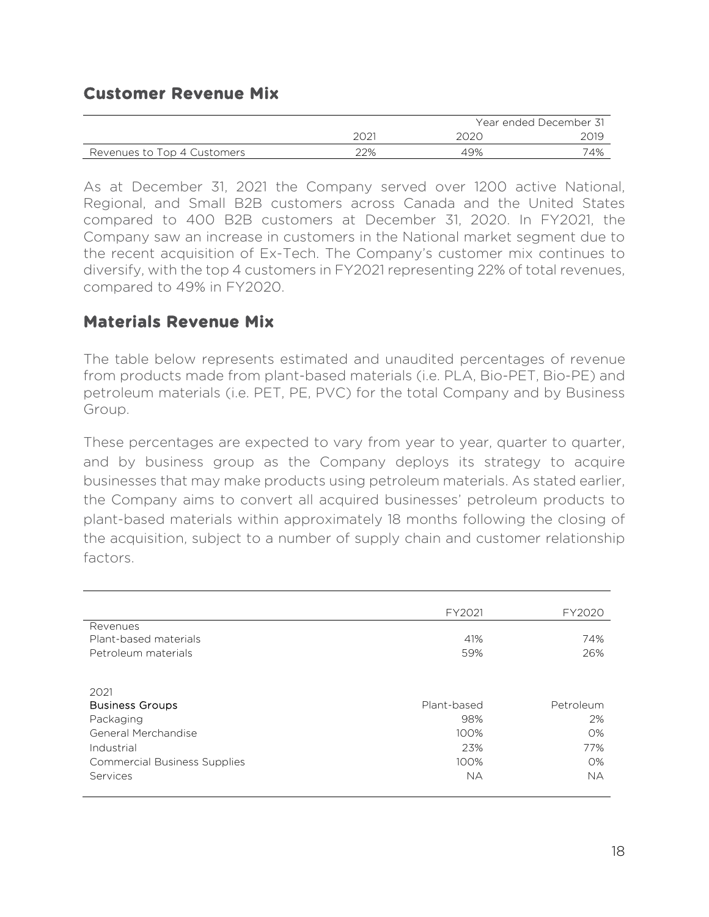## Customer Revenue Mix

| | Year ended December 31 | | |
|---|---|---|---|
| | 2021 | 2020 | 2019 |
| Revenues to Top 4 Customers | 22% | 49% | 74% |

As at December 31, 2021 the Company served over 1200 active National, Regional, and Small B2B customers across Canada and the United States compared to 400 B2B customers at December 31, 2020. In FY2021, the Company saw an increase in customers in the National market segment due to the recent acquisition of Ex-Tech. The Company's customer mix continues to diversify, with the top 4 customers in FY2021 representing 22% of total revenues, compared to 49% in FY2020.

## Materials Revenue Mix

The table below represents estimated and unaudited percentages of revenue from products made from plant-based materials (i.e. PLA, Bio-PET, Bio-PE) and petroleum materials (i.e. PET, PE, PVC) for the total Company and by Business Group.

These percentages are expected to vary from year to year, quarter to quarter, and by business group as the Company deploys its strategy to acquire businesses that may make products using petroleum materials. As stated earlier, the Company aims to convert all acquired businesses' petroleum products to plant-based materials within approximately 18 months following the closing of the acquisition, subject to a number of supply chain and customer relationship factors.

| | FY2021 | FY2020 |
|---|---|---|
| Revenues | | |
| Plant-based materials | 41% | 74% |
| Petroleum materials | 59% | 26% |
| | | |
| 2021 | | |
| **Business Groups** | Plant-based | Petroleum |
| Packaging | 98% | 2% |
| General Merchandise | 100% | 0% |
| Industrial | 23% | 77% |
| Commercial Business Supplies | 100% | 0% |
| Services | NA | NA |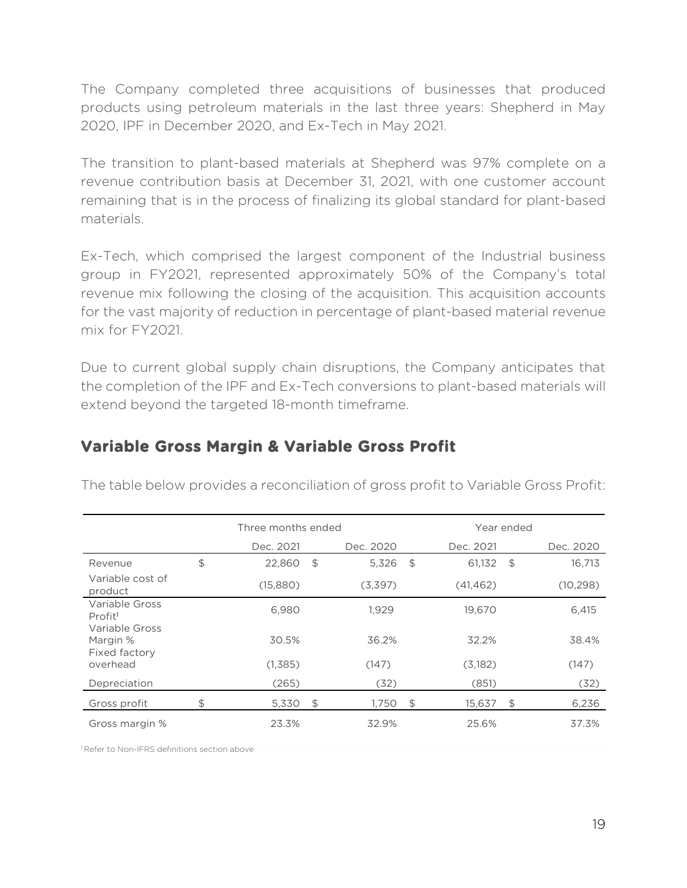The Company completed three acquisitions of businesses that produced products using petroleum materials in the last three years: Shepherd in May 2020, IPF in December 2020, and Ex-Tech in May 2021.

The transition to plant-based materials at Shepherd was 97% complete on a revenue contribution basis at December 31, 2021, with one customer account remaining that is in the process of finalizing its global standard for plant-based materials.

Ex-Tech, which comprised the largest component of the Industrial business group in FY2021, represented approximately 50% of the Company's total revenue mix following the closing of the acquisition. This acquisition accounts for the vast majority of reduction in percentage of plant-based material revenue mix for FY2021.

Due to current global supply chain disruptions, the Company anticipates that the completion of the IPF and Ex-Tech conversions to plant-based materials will extend beyond the targeted 18-month timeframe.

## Variable Gross Margin & Variable Gross Profit

The table below provides a reconciliation of gross profit to Variable Gross Profit:

| | Three months ended | | Year ended | |
|---|---|---|---|---|
| | Dec. 2021 | Dec. 2020 | Dec. 2021 | Dec. 2020 |
| Revenue | $ 22,860 | $ 5,326 | $ 61,132 | $ 16,713 |
| Variable cost of product | (15,880) | (3,397) | (41,462) | (10,298) |
| Variable Gross Profit[1] | 6,980 | 1,929 | 19,670 | 6,415 |
| Variable Gross Margin % | 30.5% | 36.2% | 32.2% | 38.4% |
| Fixed factory overhead | (1,385) | (147) | (3,182) | (147) |
| Depreciation | (265) | (32) | (851) | (32) |
| Gross profit | $ 5,330 | $ 1,750 | $ 15,637 | $ 6,236 |
| Gross margin % | 23.3% | 32.9% | 25.6% | 37.3% |

[1] Refer to Non-IFRS definitions section above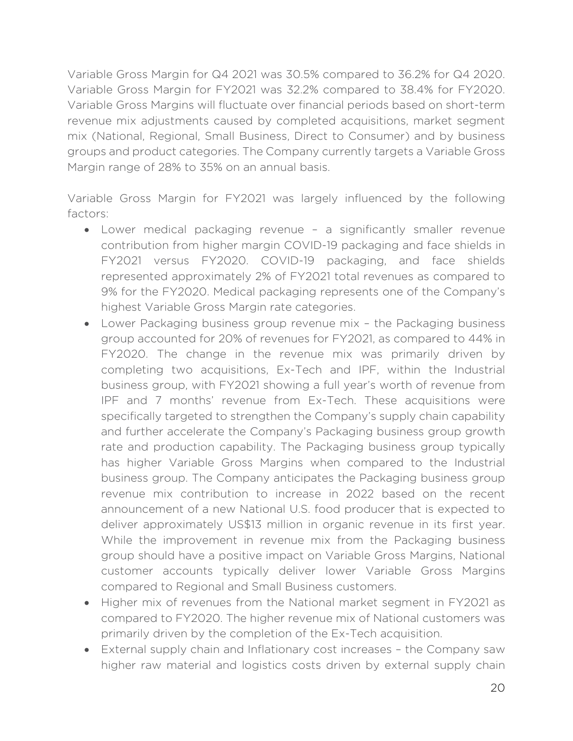Variable Gross Margin for Q4 2021 was 30.5% compared to 36.2% for Q4 2020. Variable Gross Margin for FY2021 was 32.2% compared to 38.4% for FY2020. Variable Gross Margins will fluctuate over financial periods based on short-term revenue mix adjustments caused by completed acquisitions, market segment mix (National, Regional, Small Business, Direct to Consumer) and by business groups and product categories. The Company currently targets a Variable Gross Margin range of 28% to 35% on an annual basis.

Variable Gross Margin for FY2021 was largely influenced by the following factors:

- Lower medical packaging revenue – a significantly smaller revenue contribution from higher margin COVID-19 packaging and face shields in FY2021 versus FY2020. COVID-19 packaging, and face shields represented approximately 2% of FY2021 total revenues as compared to 9% for the FY2020. Medical packaging represents one of the Company's highest Variable Gross Margin rate categories.
- Lower Packaging business group revenue mix – the Packaging business group accounted for 20% of revenues for FY2021, as compared to 44% in FY2020. The change in the revenue mix was primarily driven by completing two acquisitions, Ex-Tech and IPF, within the Industrial business group, with FY2021 showing a full year's worth of revenue from IPF and 7 months' revenue from Ex-Tech. These acquisitions were specifically targeted to strengthen the Company's supply chain capability and further accelerate the Company's Packaging business group growth rate and production capability. The Packaging business group typically has higher Variable Gross Margins when compared to the Industrial business group. The Company anticipates the Packaging business group revenue mix contribution to increase in 2022 based on the recent announcement of a new National U.S. food producer that is expected to deliver approximately US$13 million in organic revenue in its first year. While the improvement in revenue mix from the Packaging business group should have a positive impact on Variable Gross Margins, National customer accounts typically deliver lower Variable Gross Margins compared to Regional and Small Business customers.
- Higher mix of revenues from the National market segment in FY2021 as compared to FY2020. The higher revenue mix of National customers was primarily driven by the completion of the Ex-Tech acquisition.
- External supply chain and Inflationary cost increases – the Company saw higher raw material and logistics costs driven by external supply chain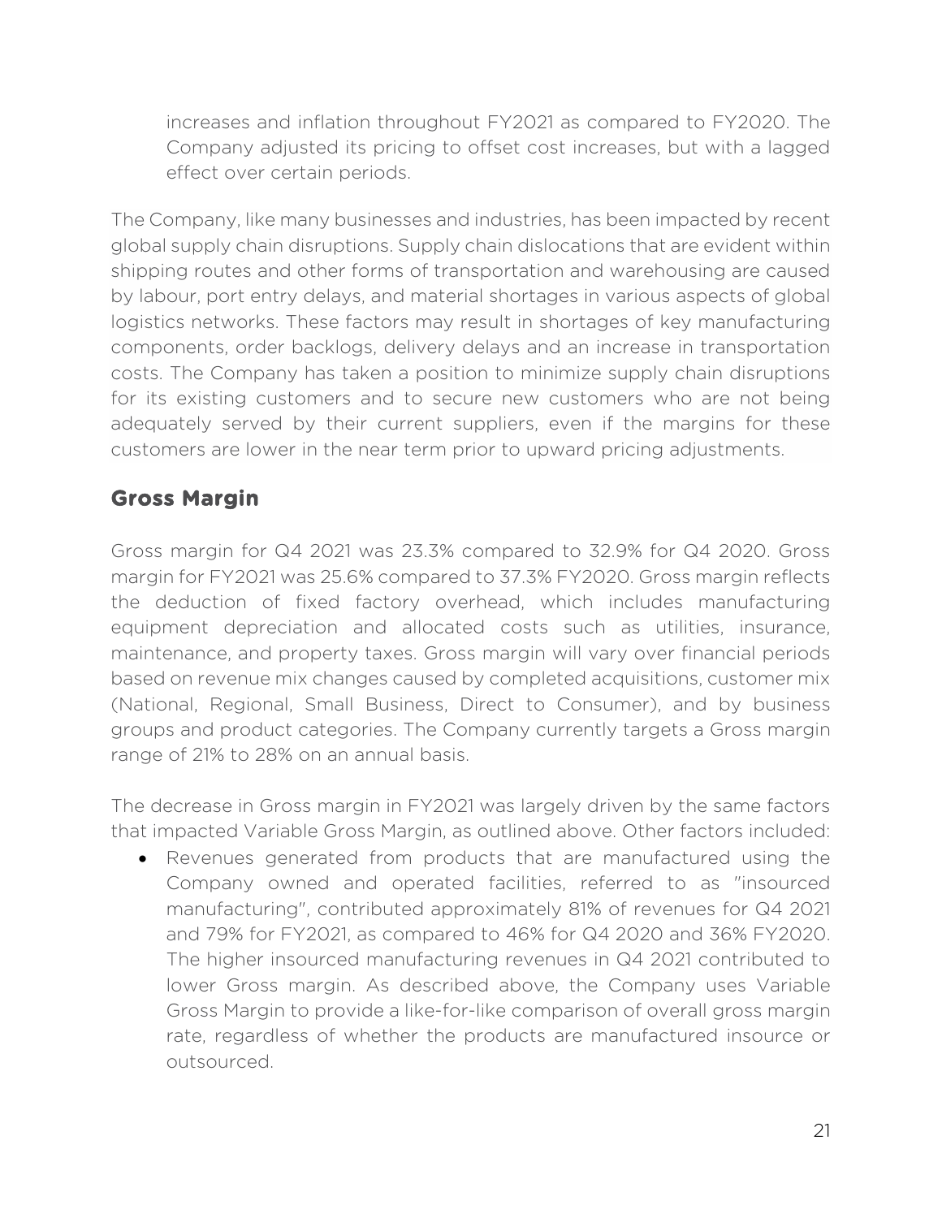increases and inflation throughout FY2021 as compared to FY2020. The Company adjusted its pricing to offset cost increases, but with a lagged effect over certain periods.

The Company, like many businesses and industries, has been impacted by recent global supply chain disruptions. Supply chain dislocations that are evident within shipping routes and other forms of transportation and warehousing are caused by labour, port entry delays, and material shortages in various aspects of global logistics networks. These factors may result in shortages of key manufacturing components, order backlogs, delivery delays and an increase in transportation costs. The Company has taken a position to minimize supply chain disruptions for its existing customers and to secure new customers who are not being adequately served by their current suppliers, even if the margins for these customers are lower in the near term prior to upward pricing adjustments.

## Gross Margin

Gross margin for Q4 2021 was 23.3% compared to 32.9% for Q4 2020. Gross margin for FY2021 was 25.6% compared to 37.3% FY2020. Gross margin reflects the deduction of fixed factory overhead, which includes manufacturing equipment depreciation and allocated costs such as utilities, insurance, maintenance, and property taxes. Gross margin will vary over financial periods based on revenue mix changes caused by completed acquisitions, customer mix (National, Regional, Small Business, Direct to Consumer), and by business groups and product categories. The Company currently targets a Gross margin range of 21% to 28% on an annual basis.

The decrease in Gross margin in FY2021 was largely driven by the same factors that impacted Variable Gross Margin, as outlined above. Other factors included:

- Revenues generated from products that are manufactured using the Company owned and operated facilities, referred to as "insourced manufacturing", contributed approximately 81% of revenues for Q4 2021 and 79% for FY2021, as compared to 46% for Q4 2020 and 36% FY2020. The higher insourced manufacturing revenues in Q4 2021 contributed to lower Gross margin. As described above, the Company uses Variable Gross Margin to provide a like-for-like comparison of overall gross margin rate, regardless of whether the products are manufactured insource or outsourced.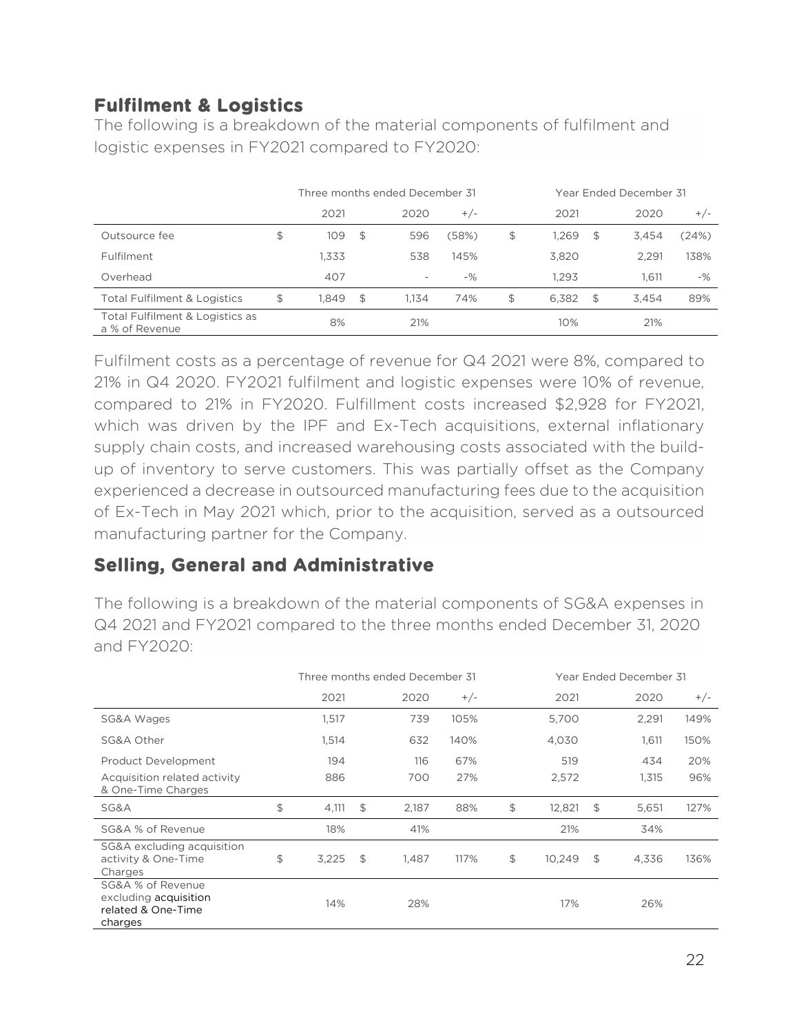## Fulfilment & Logistics

The following is a breakdown of the material components of fulfilment and logistic expenses in FY2021 compared to FY2020:

| | Three months ended December 31 | | | Year Ended December 31 | | |
|---|---|---|---|---|---|---|
| | 2021 | 2020 | +/- | 2021 | 2020 | +/- |
| Outsource fee | $ 109 | $ 596 | (58%) | $ 1,269 | $ 3,454 | (24%) |
| Fulfilment | 1,333 | 538 | 145% | 3,820 | 2,291 | 138% |
| Overhead | 407 | - | -% | 1,293 | 1,611 | -% |
| Total Fulfilment & Logistics | $ 1,849 | $ 1,134 | 74% | $ 6,382 | $ 3,454 | 89% |
| Total Fulfilment & Logistics as a % of Revenue | 8% | 21% | | 10% | 21% | |

Fulfilment costs as a percentage of revenue for Q4 2021 were 8%, compared to 21% in Q4 2020. FY2021 fulfilment and logistic expenses were 10% of revenue, compared to 21% in FY2020. Fulfillment costs increased $2,928 for FY2021, which was driven by the IPF and Ex-Tech acquisitions, external inflationary supply chain costs, and increased warehousing costs associated with the build-up of inventory to serve customers. This was partially offset as the Company experienced a decrease in outsourced manufacturing fees due to the acquisition of Ex-Tech in May 2021 which, prior to the acquisition, served as a outsourced manufacturing partner for the Company.

## Selling, General and Administrative

The following is a breakdown of the material components of SG&A expenses in Q4 2021 and FY2021 compared to the three months ended December 31, 2020 and FY2020:

| | Three months ended December 31 | | | Year Ended December 31 | | |
|---|---|---|---|---|---|---|
| | 2021 | 2020 | +/- | 2021 | 2020 | +/- |
| SG&A Wages | 1,517 | 739 | 105% | 5,700 | 2,291 | 149% |
| SG&A Other | 1,514 | 632 | 140% | 4,030 | 1,611 | 150% |
| Product Development | 194 | 116 | 67% | 519 | 434 | 20% |
| Acquisition related activity & One-Time Charges | 886 | 700 | 27% | 2,572 | 1,315 | 96% |
| SG&A | $ 4,111 | $ 2,187 | 88% | $ 12,821 | $ 5,651 | 127% |
| SG&A % of Revenue | 18% | 41% | | 21% | 34% | |
| SG&A excluding acquisition activity & One-Time Charges | $ 3,225 | $ 1,487 | 117% | $ 10,249 | $ 4,336 | 136% |
| SG&A % of Revenue excluding acquisition related & One-Time charges | 14% | 28% | | 17% | 26% | |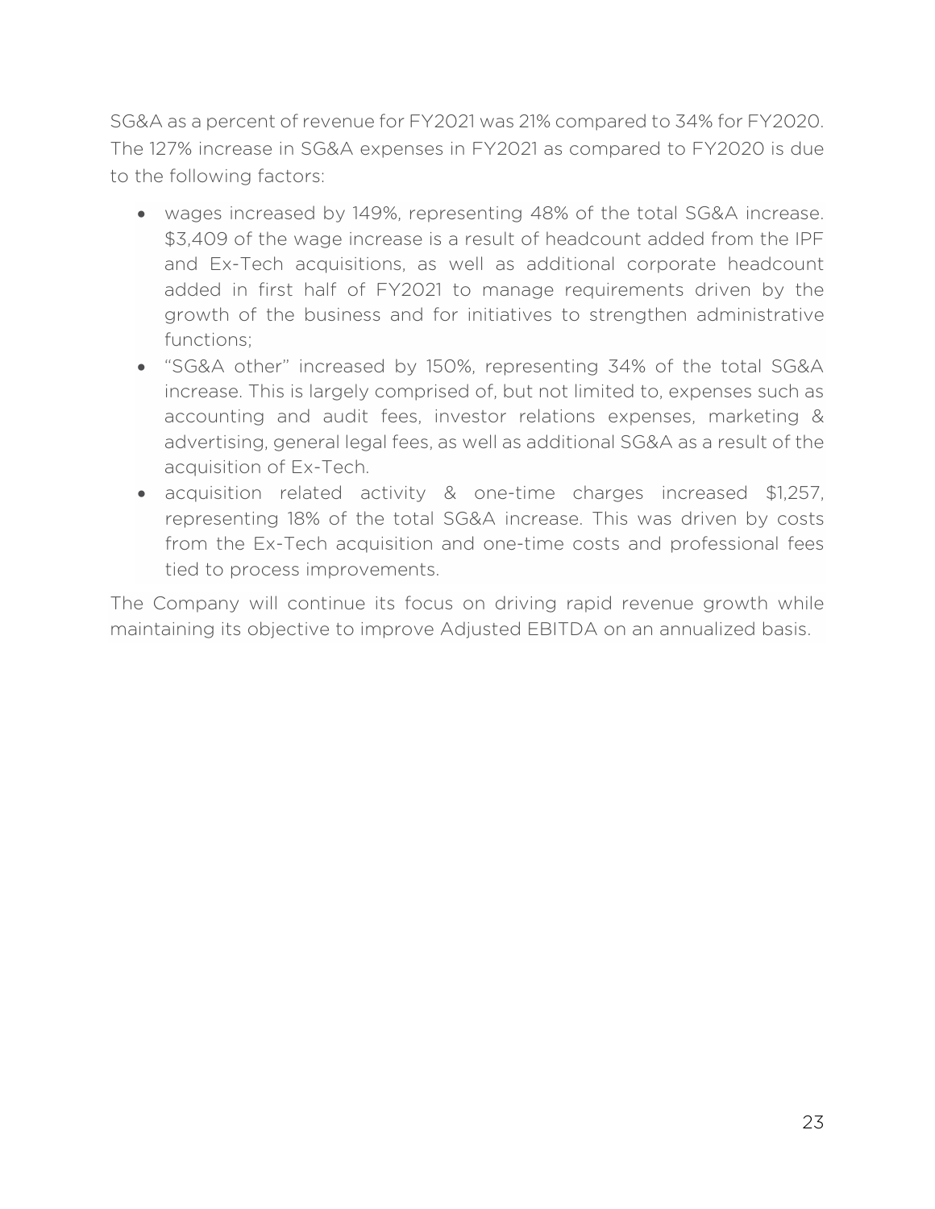SG&A as a percent of revenue for FY2021 was 21% compared to 34% for FY2020. The 127% increase in SG&A expenses in FY2021 as compared to FY2020 is due to the following factors:

- wages increased by 149%, representing 48% of the total SG&A increase. $3,409 of the wage increase is a result of headcount added from the IPF and Ex-Tech acquisitions, as well as additional corporate headcount added in first half of FY2021 to manage requirements driven by the growth of the business and for initiatives to strengthen administrative functions;
- "SG&A other" increased by 150%, representing 34% of the total SG&A increase. This is largely comprised of, but not limited to, expenses such as accounting and audit fees, investor relations expenses, marketing & advertising, general legal fees, as well as additional SG&A as a result of the acquisition of Ex-Tech.
- acquisition related activity & one-time charges increased $1,257, representing 18% of the total SG&A increase. This was driven by costs from the Ex-Tech acquisition and one-time costs and professional fees tied to process improvements.

The Company will continue its focus on driving rapid revenue growth while maintaining its objective to improve Adjusted EBITDA on an annualized basis.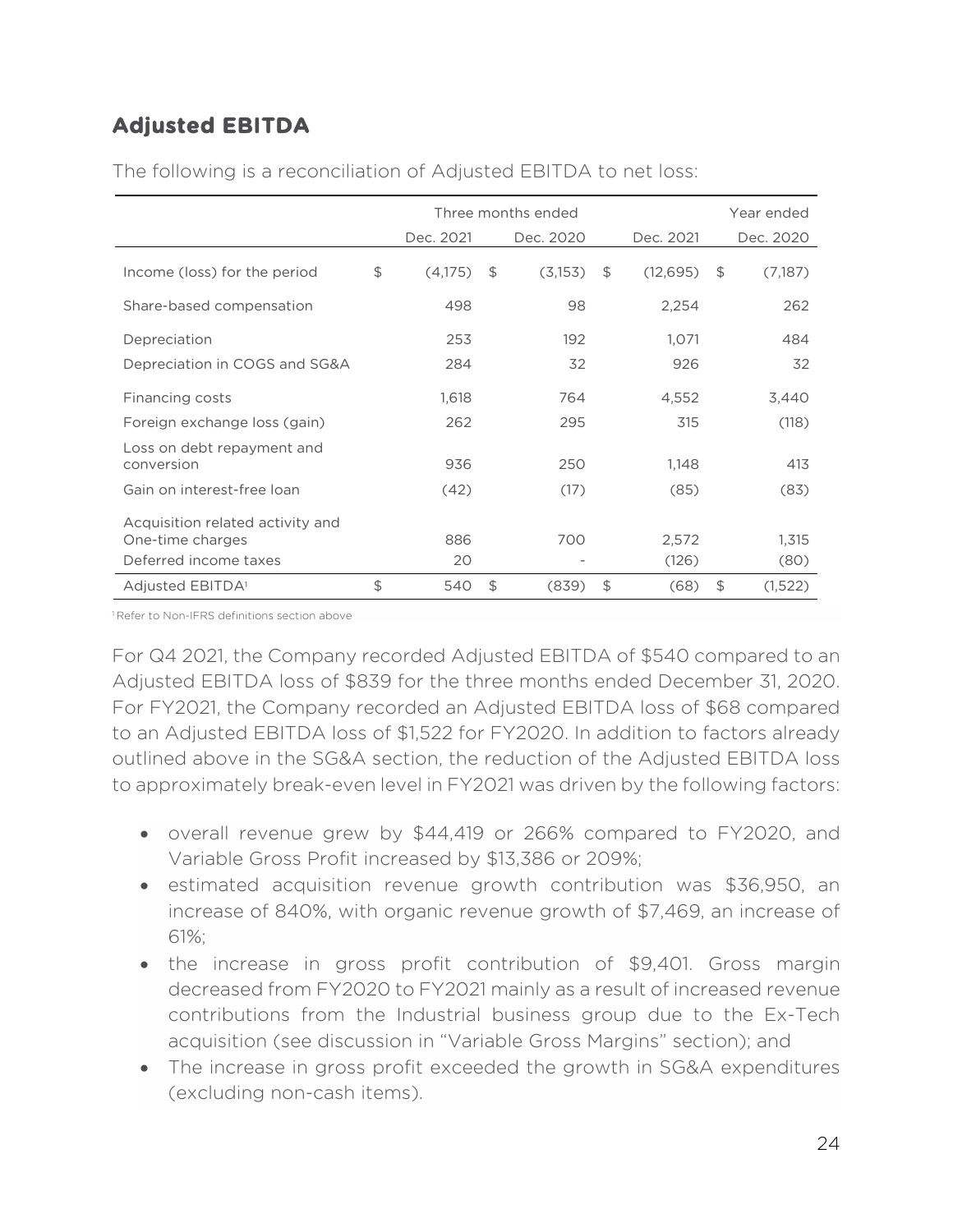## Adjusted EBITDA

The following is a reconciliation of Adjusted EBITDA to net loss:

| | Three months ended | | Year ended | |
|---|---|---|---|---|
| | Dec. 2021 | Dec. 2020 | Dec. 2021 | Dec. 2020 |
| Income (loss) for the period | $ (4,175) | $ (3,153) | $ (12,695) | $ (7,187) |
| Share-based compensation | 498 | 98 | 2,254 | 262 |
| Depreciation | 253 | 192 | 1,071 | 484 |
| Depreciation in COGS and SG&A | 284 | 32 | 926 | 32 |
| Financing costs | 1,618 | 764 | 4,552 | 3,440 |
| Foreign exchange loss (gain) | 262 | 295 | 315 | (118) |
| Loss on debt repayment and conversion | 936 | 250 | 1,148 | 413 |
| Gain on interest-free loan | (42) | (17) | (85) | (83) |
| Acquisition related activity and One-time charges | 886 | 700 | 2,572 | 1,315 |
| Deferred income taxes | 20 | - | (126) | (80) |
| Adjusted EBITDA[1] | $ 540 | $ (839) | $ (68) | $ (1,522) |

[1] Refer to Non-IFRS definitions section above

For Q4 2021, the Company recorded Adjusted EBITDA of $540 compared to an Adjusted EBITDA loss of $839 for the three months ended December 31, 2020. For FY2021, the Company recorded an Adjusted EBITDA loss of $68 compared to an Adjusted EBITDA loss of $1,522 for FY2020. In addition to factors already outlined above in the SG&A section, the reduction of the Adjusted EBITDA loss to approximately break-even level in FY2021 was driven by the following factors:

- overall revenue grew by $44,419 or 266% compared to FY2020, and Variable Gross Profit increased by $13,386 or 209%;
- estimated acquisition revenue growth contribution was $36,950, an increase of 840%, with organic revenue growth of $7,469, an increase of 61%;
- the increase in gross profit contribution of $9,401. Gross margin decreased from FY2020 to FY2021 mainly as a result of increased revenue contributions from the Industrial business group due to the Ex-Tech acquisition (see discussion in "Variable Gross Margins" section); and
- The increase in gross profit exceeded the growth in SG&A expenditures (excluding non-cash items).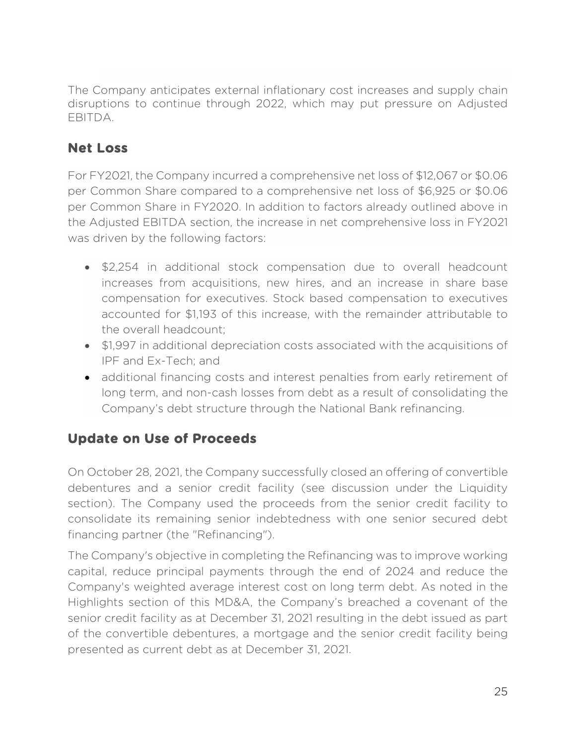The Company anticipates external inflationary cost increases and supply chain disruptions to continue through 2022, which may put pressure on Adjusted EBITDA.

## Net Loss

For FY2021, the Company incurred a comprehensive net loss of $12,067 or $0.06 per Common Share compared to a comprehensive net loss of $6,925 or $0.06 per Common Share in FY2020. In addition to factors already outlined above in the Adjusted EBITDA section, the increase in net comprehensive loss in FY2021 was driven by the following factors:

- $2,254 in additional stock compensation due to overall headcount increases from acquisitions, new hires, and an increase in share base compensation for executives. Stock based compensation to executives accounted for $1,193 of this increase, with the remainder attributable to the overall headcount;
- $1,997 in additional depreciation costs associated with the acquisitions of IPF and Ex-Tech; and
- additional financing costs and interest penalties from early retirement of long term, and non-cash losses from debt as a result of consolidating the Company's debt structure through the National Bank refinancing.

## Update on Use of Proceeds

On October 28, 2021, the Company successfully closed an offering of convertible debentures and a senior credit facility (see discussion under the Liquidity section). The Company used the proceeds from the senior credit facility to consolidate its remaining senior indebtedness with one senior secured debt financing partner (the "Refinancing").

The Company's objective in completing the Refinancing was to improve working capital, reduce principal payments through the end of 2024 and reduce the Company's weighted average interest cost on long term debt. As noted in the Highlights section of this MD&A, the Company's breached a covenant of the senior credit facility as at December 31, 2021 resulting in the debt issued as part of the convertible debentures, a mortgage and the senior credit facility being presented as current debt as at December 31, 2021.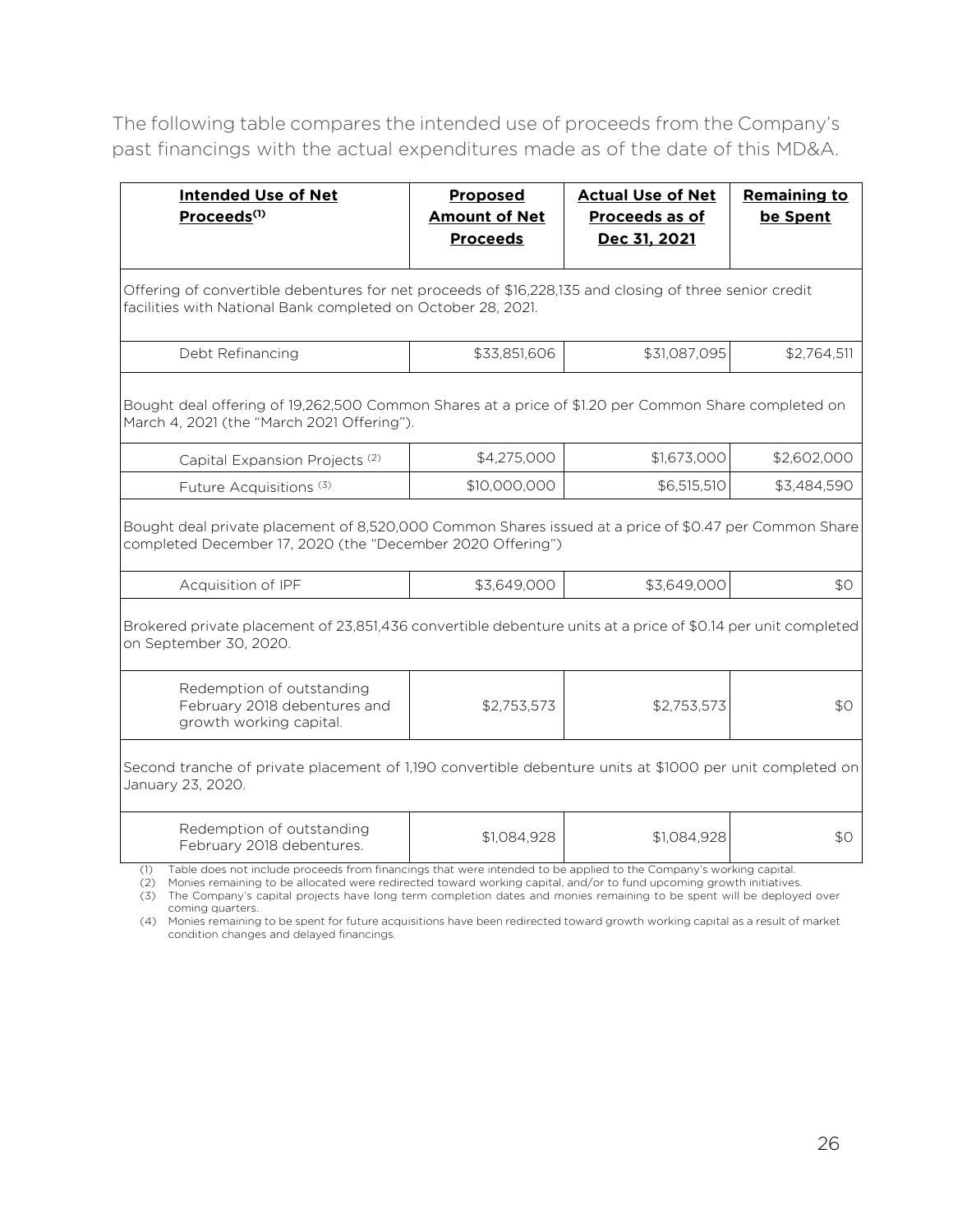The following table compares the intended use of proceeds from the Company's past financings with the actual expenditures made as of the date of this MD&A.

| Intended Use of Net Proceeds[(1)] | Proposed Amount of Net Proceeds | Actual Use of Net Proceeds as of Dec 31, 2021 | Remaining to be Spent |
|---|---|---|---|
| Offering of convertible debentures for net proceeds of $16,228,135 and closing of three senior credit facilities with National Bank completed on October 28, 2021. | | | |
| Debt Refinancing | $33,851,606 | $31,087,095 | $2,764,511 |
| Bought deal offering of 19,262,500 Common Shares at a price of $1.20 per Common Share completed on March 4, 2021 (the "March 2021 Offering"). | | | |
| Capital Expansion Projects (2) | $4,275,000 | $1,673,000 | $2,602,000 |
| Future Acquisitions (3) | $10,000,000 | $6,515,510 | $3,484,590 |
| Bought deal private placement of 8,520,000 Common Shares issued at a price of $0.47 per Common Share completed December 17, 2020 (the "December 2020 Offering") | | | |
| Acquisition of IPF | $3,649,000 | $3,649,000 | $0 |
| Brokered private placement of 23,851,436 convertible debenture units at a price of $0.14 per unit completed on September 30, 2020. | | | |
| Redemption of outstanding February 2018 debentures and growth working capital. | $2,753,573 | $2,753,573 | $0 |
| Second tranche of private placement of 1,190 convertible debenture units at $1000 per unit completed on January 23, 2020. | | | |
| Redemption of outstanding February 2018 debentures. | $1,084,928 | $1,084,928 | $0 |

(1) Table does not include proceeds from financings that were intended to be applied to the Company's working capital.
(2) Monies remaining to be allocated were redirected toward working capital, and/or to fund upcoming growth initiatives.
(3) The Company's capital projects have long term completion dates and monies remaining to be spent will be deployed over coming quarters.
(4) Monies remaining to be spent for future acquisitions have been redirected toward growth working capital as a result of market condition changes and delayed financings.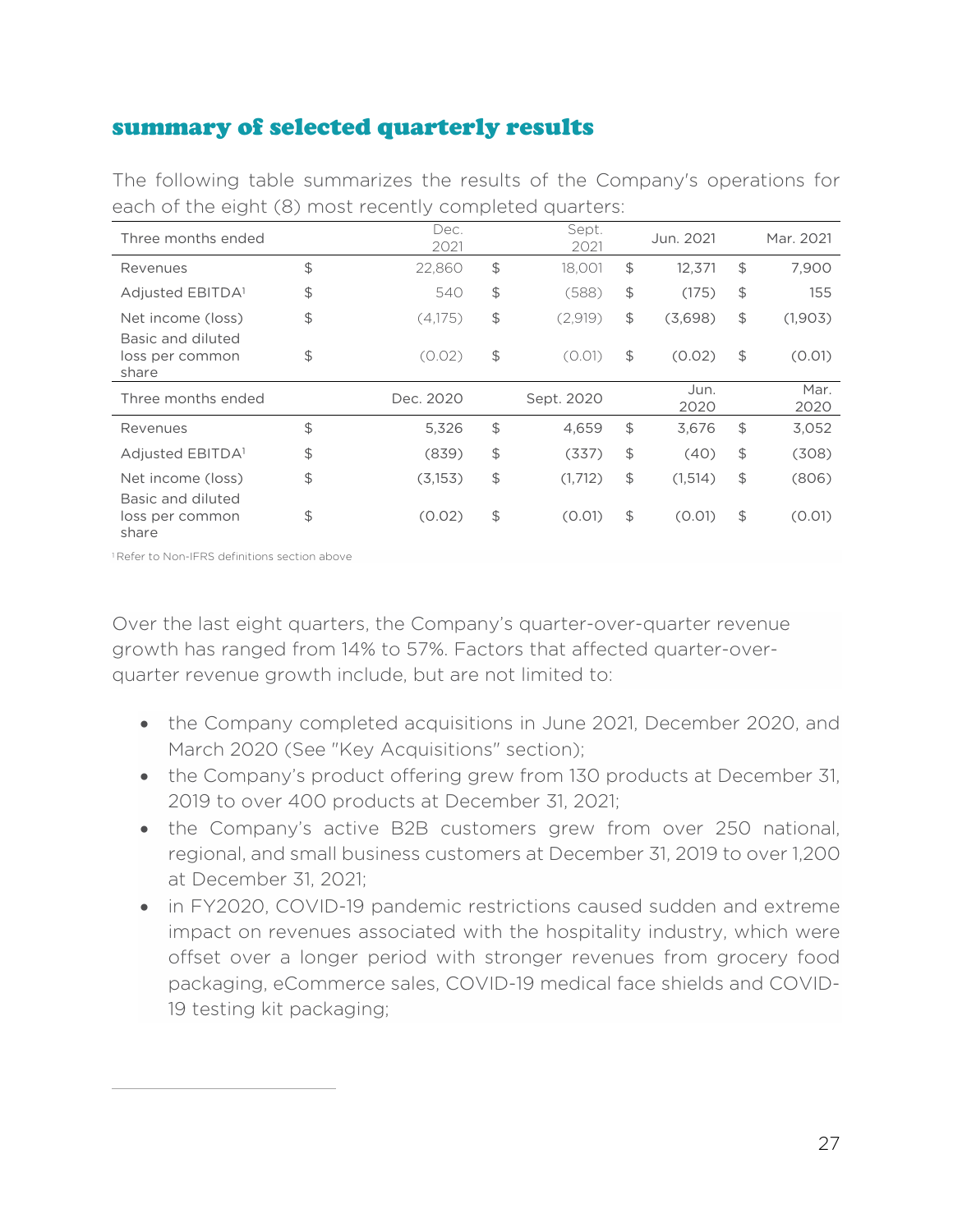## summary of selected quarterly results

The following table summarizes the results of the Company's operations for each of the eight (8) most recently completed quarters:

| Three months ended | | Dec. 2021 | | Sept. 2021 | | Jun. 2021 | | Mar. 2021 |
|---|---|---|---|---|---|---|---|---|
| Revenues | $ | 22,860 | $ | 18,001 | $ | 12,371 | $ | 7,900 |
| Adjusted EBITDA[1] | $ | 540 | $ | (588) | $ | (175) | $ | 155 |
| Net income (loss) | $ | (4,175) | $ | (2,919) | $ | (3,698) | $ | (1,903) |
| Basic and diluted loss per common share | $ | (0.02) | $ | (0.01) | $ | (0.02) | $ | (0.01) |
| **Three months ended** | | **Dec. 2020** | | **Sept. 2020** | | **Jun. 2020** | | **Mar. 2020** |
| Revenues | $ | 5,326 | $ | 4,659 | $ | 3,676 | $ | 3,052 |
| Adjusted EBITDA[1] | $ | (839) | $ | (337) | $ | (40) | $ | (308) |
| Net income (loss) | $ | (3,153) | $ | (1,712) | $ | (1,514) | $ | (806) |
| Basic and diluted loss per common share | $ | (0.02) | $ | (0.01) | $ | (0.01) | $ | (0.01) |

[1] Refer to Non-IFRS definitions section above

Over the last eight quarters, the Company's quarter-over-quarter revenue growth has ranged from 14% to 57%. Factors that affected quarter-over-quarter revenue growth include, but are not limited to:

- the Company completed acquisitions in June 2021, December 2020, and March 2020 (See "Key Acquisitions" section);
- the Company's product offering grew from 130 products at December 31, 2019 to over 400 products at December 31, 2021;
- the Company's active B2B customers grew from over 250 national, regional, and small business customers at December 31, 2019 to over 1,200 at December 31, 2021;
- in FY2020, COVID-19 pandemic restrictions caused sudden and extreme impact on revenues associated with the hospitality industry, which were offset over a longer period with stronger revenues from grocery food packaging, eCommerce sales, COVID-19 medical face shields and COVID-19 testing kit packaging;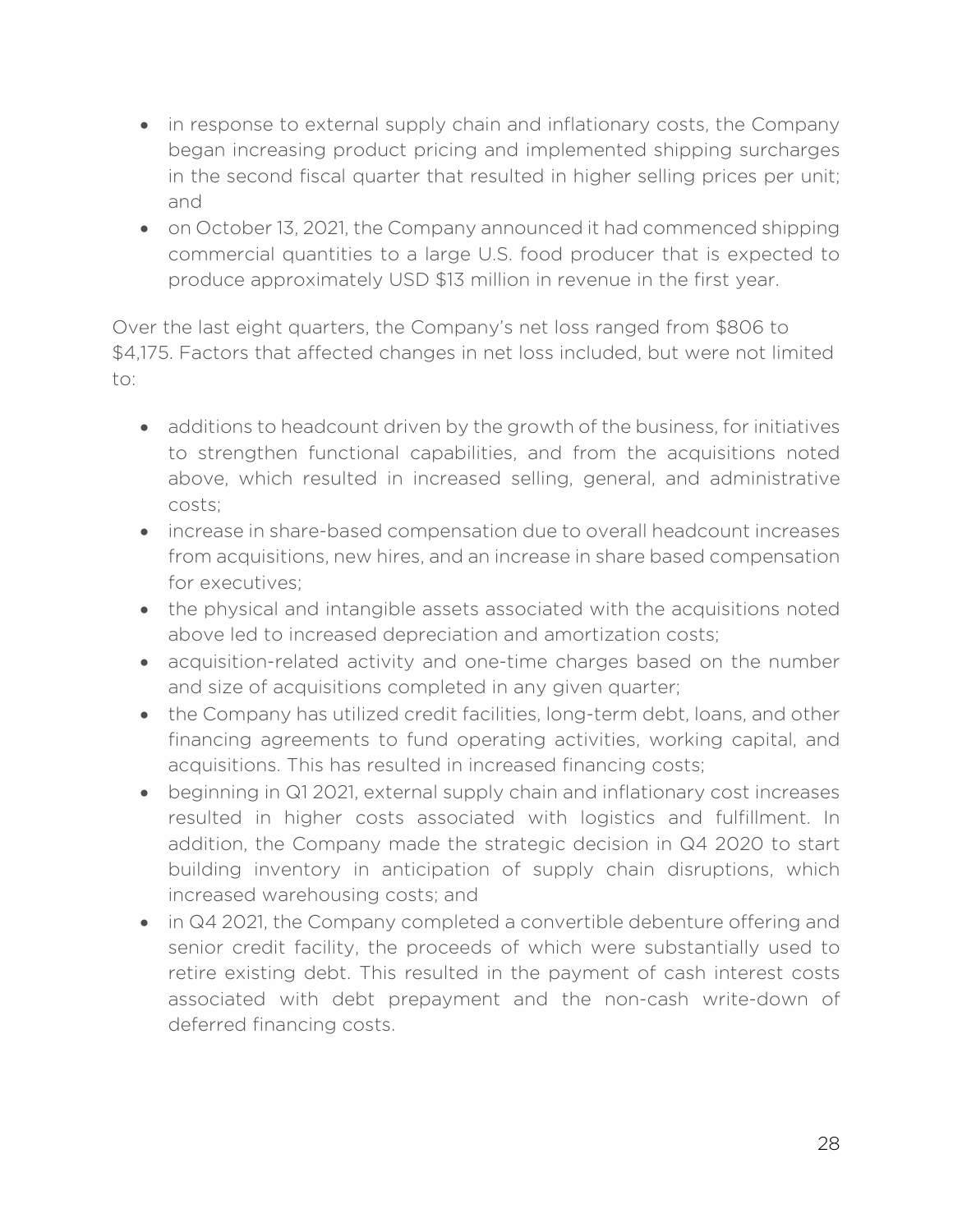- in response to external supply chain and inflationary costs, the Company began increasing product pricing and implemented shipping surcharges in the second fiscal quarter that resulted in higher selling prices per unit; and
- on October 13, 2021, the Company announced it had commenced shipping commercial quantities to a large U.S. food producer that is expected to produce approximately USD $13 million in revenue in the first year.

Over the last eight quarters, the Company's net loss ranged from $806 to $4,175. Factors that affected changes in net loss included, but were not limited to:

- additions to headcount driven by the growth of the business, for initiatives to strengthen functional capabilities, and from the acquisitions noted above, which resulted in increased selling, general, and administrative costs;
- increase in share-based compensation due to overall headcount increases from acquisitions, new hires, and an increase in share based compensation for executives;
- the physical and intangible assets associated with the acquisitions noted above led to increased depreciation and amortization costs;
- acquisition-related activity and one-time charges based on the number and size of acquisitions completed in any given quarter;
- the Company has utilized credit facilities, long-term debt, loans, and other financing agreements to fund operating activities, working capital, and acquisitions. This has resulted in increased financing costs;
- beginning in Q1 2021, external supply chain and inflationary cost increases resulted in higher costs associated with logistics and fulfillment. In addition, the Company made the strategic decision in Q4 2020 to start building inventory in anticipation of supply chain disruptions, which increased warehousing costs; and
- in Q4 2021, the Company completed a convertible debenture offering and senior credit facility, the proceeds of which were substantially used to retire existing debt. This resulted in the payment of cash interest costs associated with debt prepayment and the non-cash write-down of deferred financing costs.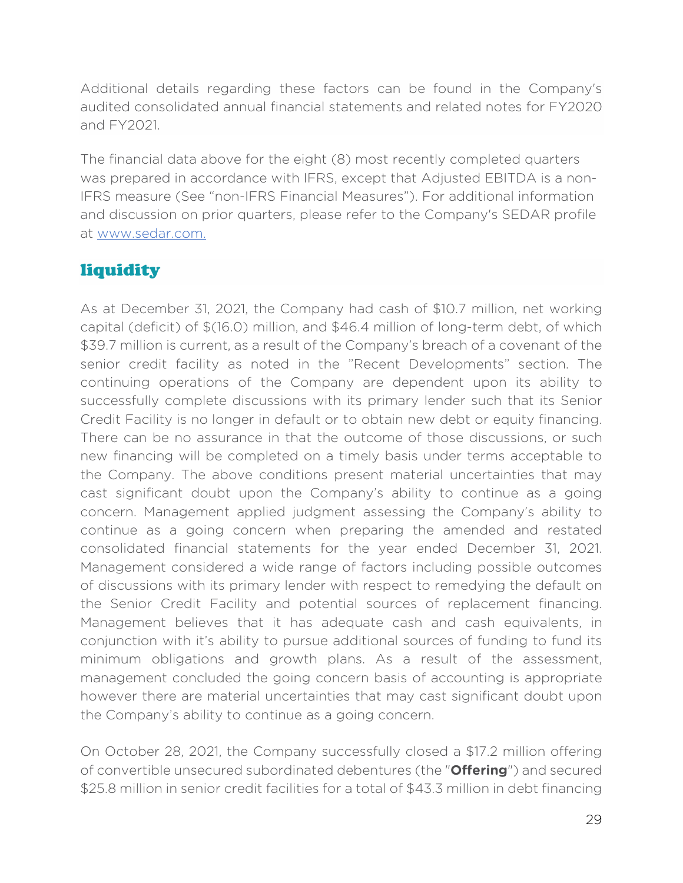Additional details regarding these factors can be found in the Company's audited consolidated annual financial statements and related notes for FY2020 and FY2021.

The financial data above for the eight (8) most recently completed quarters was prepared in accordance with IFRS, except that Adjusted EBITDA is a non-IFRS measure (See "non-IFRS Financial Measures"). For additional information and discussion on prior quarters, please refer to the Company's SEDAR profile at [www.sedar.com.](http://www.sedar.com)

## liquidity

As at December 31, 2021, the Company had cash of $10.7 million, net working capital (deficit) of $(16.0) million, and $46.4 million of long-term debt, of which $39.7 million is current, as a result of the Company's breach of a covenant of the senior credit facility as noted in the "Recent Developments" section. The continuing operations of the Company are dependent upon its ability to successfully complete discussions with its primary lender such that its Senior Credit Facility is no longer in default or to obtain new debt or equity financing. There can be no assurance in that the outcome of those discussions, or such new financing will be completed on a timely basis under terms acceptable to the Company. The above conditions present material uncertainties that may cast significant doubt upon the Company's ability to continue as a going concern. Management applied judgment assessing the Company's ability to continue as a going concern when preparing the amended and restated consolidated financial statements for the year ended December 31, 2021. Management considered a wide range of factors including possible outcomes of discussions with its primary lender with respect to remedying the default on the Senior Credit Facility and potential sources of replacement financing. Management believes that it has adequate cash and cash equivalents, in conjunction with it's ability to pursue additional sources of funding to fund its minimum obligations and growth plans. As a result of the assessment, management concluded the going concern basis of accounting is appropriate however there are material uncertainties that may cast significant doubt upon the Company's ability to continue as a going concern.

On October 28, 2021, the Company successfully closed a $17.2 million offering of convertible unsecured subordinated debentures (the "**Offering**") and secured $25.8 million in senior credit facilities for a total of $43.3 million in debt financing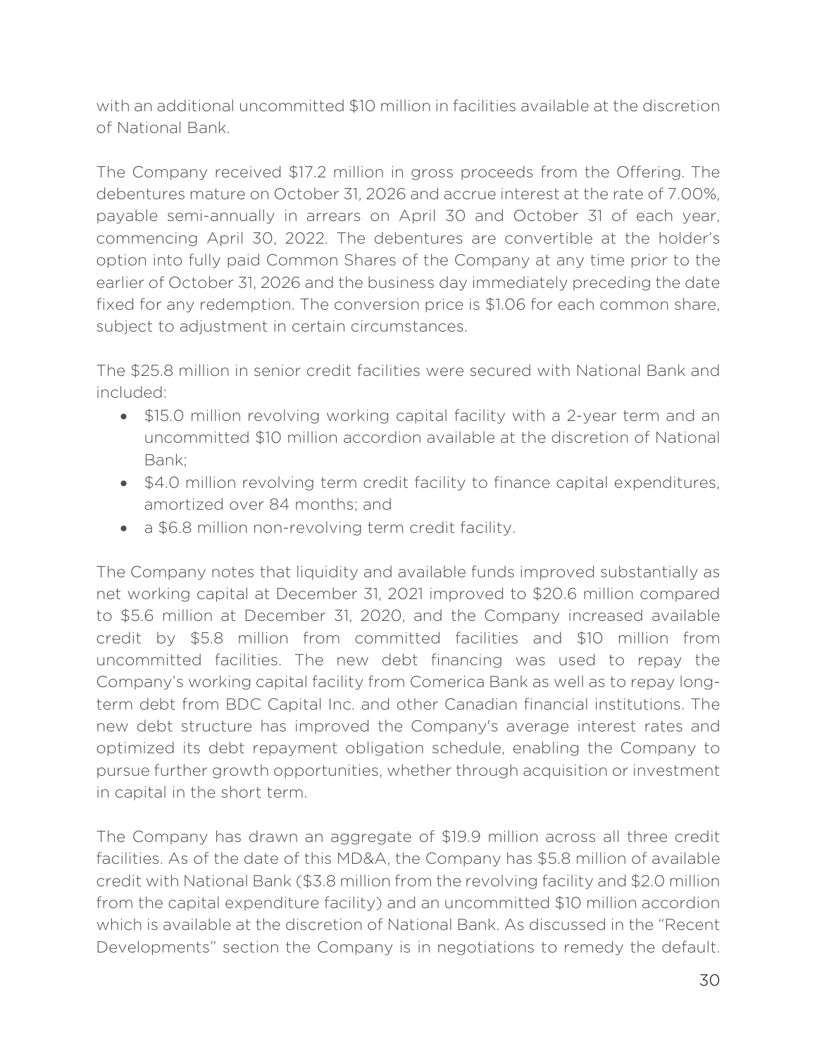with an additional uncommitted $10 million in facilities available at the discretion of National Bank.

The Company received $17.2 million in gross proceeds from the Offering. The debentures mature on October 31, 2026 and accrue interest at the rate of 7.00%, payable semi-annually in arrears on April 30 and October 31 of each year, commencing April 30, 2022. The debentures are convertible at the holder's option into fully paid Common Shares of the Company at any time prior to the earlier of October 31, 2026 and the business day immediately preceding the date fixed for any redemption. The conversion price is $1.06 for each common share, subject to adjustment in certain circumstances.

The $25.8 million in senior credit facilities were secured with National Bank and included:

- $15.0 million revolving working capital facility with a 2-year term and an uncommitted $10 million accordion available at the discretion of National Bank;
- $4.0 million revolving term credit facility to finance capital expenditures, amortized over 84 months; and
- a $6.8 million non-revolving term credit facility.

The Company notes that liquidity and available funds improved substantially as net working capital at December 31, 2021 improved to $20.6 million compared to $5.6 million at December 31, 2020, and the Company increased available credit by $5.8 million from committed facilities and $10 million from uncommitted facilities. The new debt financing was used to repay the Company's working capital facility from Comerica Bank as well as to repay long-term debt from BDC Capital Inc. and other Canadian financial institutions. The new debt structure has improved the Company's average interest rates and optimized its debt repayment obligation schedule, enabling the Company to pursue further growth opportunities, whether through acquisition or investment in capital in the short term.

The Company has drawn an aggregate of $19.9 million across all three credit facilities. As of the date of this MD&A, the Company has $5.8 million of available credit with National Bank ($3.8 million from the revolving facility and $2.0 million from the capital expenditure facility) and an uncommitted $10 million accordion which is available at the discretion of National Bank. As discussed in the "Recent Developments" section the Company is in negotiations to remedy the default.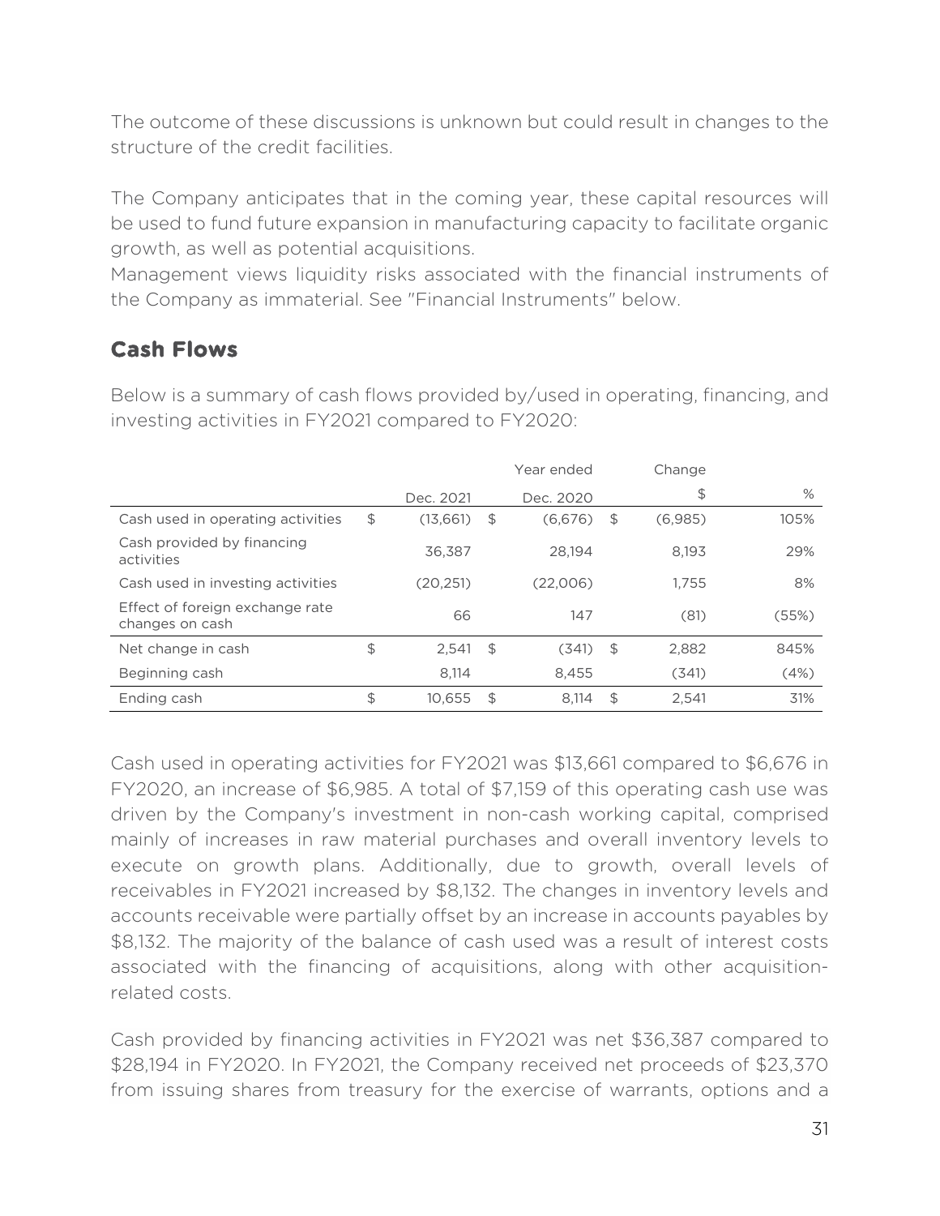The outcome of these discussions is unknown but could result in changes to the structure of the credit facilities.

The Company anticipates that in the coming year, these capital resources will be used to fund future expansion in manufacturing capacity to facilitate organic growth, as well as potential acquisitions.

Management views liquidity risks associated with the financial instruments of the Company as immaterial. See "Financial Instruments" below.

## Cash Flows

Below is a summary of cash flows provided by/used in operating, financing, and investing activities in FY2021 compared to FY2020:

| | Year ended | | Change | |
|---|---|---|---|---|
| | Dec. 2021 | Dec. 2020 | $ | % |
| Cash used in operating activities | $ (13,661) | $ (6,676) | $ (6,985) | 105% |
| Cash provided by financing activities | 36,387 | 28,194 | 8,193 | 29% |
| Cash used in investing activities | (20,251) | (22,006) | 1,755 | 8% |
| Effect of foreign exchange rate changes on cash | 66 | 147 | (81) | (55%) |
| Net change in cash | $ 2,541 | $ (341) | $ 2,882 | 845% |
| Beginning cash | 8,114 | 8,455 | (341) | (4%) |
| Ending cash | $ 10,655 | $ 8,114 | $ 2,541 | 31% |

Cash used in operating activities for FY2021 was $13,661 compared to $6,676 in FY2020, an increase of $6,985. A total of $7,159 of this operating cash use was driven by the Company's investment in non-cash working capital, comprised mainly of increases in raw material purchases and overall inventory levels to execute on growth plans. Additionally, due to growth, overall levels of receivables in FY2021 increased by $8,132. The changes in inventory levels and accounts receivable were partially offset by an increase in accounts payables by $8,132. The majority of the balance of cash used was a result of interest costs associated with the financing of acquisitions, along with other acquisition-related costs.

Cash provided by financing activities in FY2021 was net $36,387 compared to $28,194 in FY2020. In FY2021, the Company received net proceeds of $23,370 from issuing shares from treasury for the exercise of warrants, options and a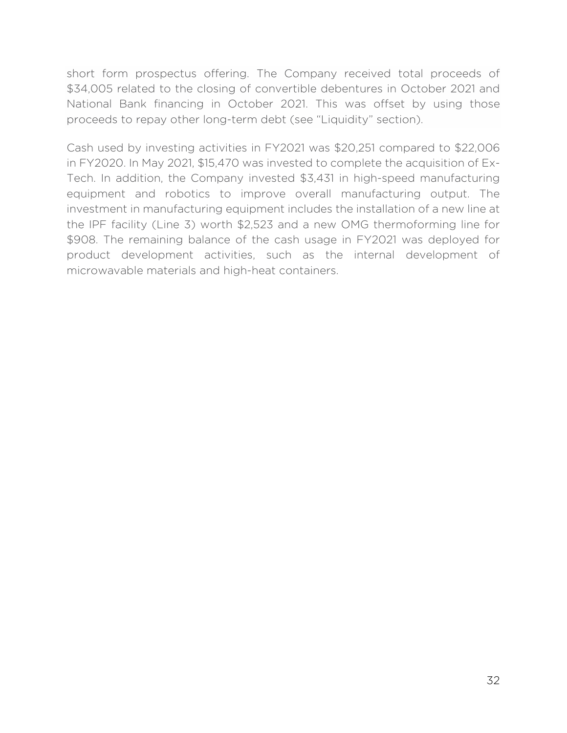short form prospectus offering. The Company received total proceeds of $34,005 related to the closing of convertible debentures in October 2021 and National Bank financing in October 2021. This was offset by using those proceeds to repay other long-term debt (see "Liquidity" section).

Cash used by investing activities in FY2021 was $20,251 compared to $22,006 in FY2020. In May 2021, $15,470 was invested to complete the acquisition of Ex-Tech. In addition, the Company invested $3,431 in high-speed manufacturing equipment and robotics to improve overall manufacturing output. The investment in manufacturing equipment includes the installation of a new line at the IPF facility (Line 3) worth $2,523 and a new OMG thermoforming line for $908. The remaining balance of the cash usage in FY2021 was deployed for product development activities, such as the internal development of microwavable materials and high-heat containers.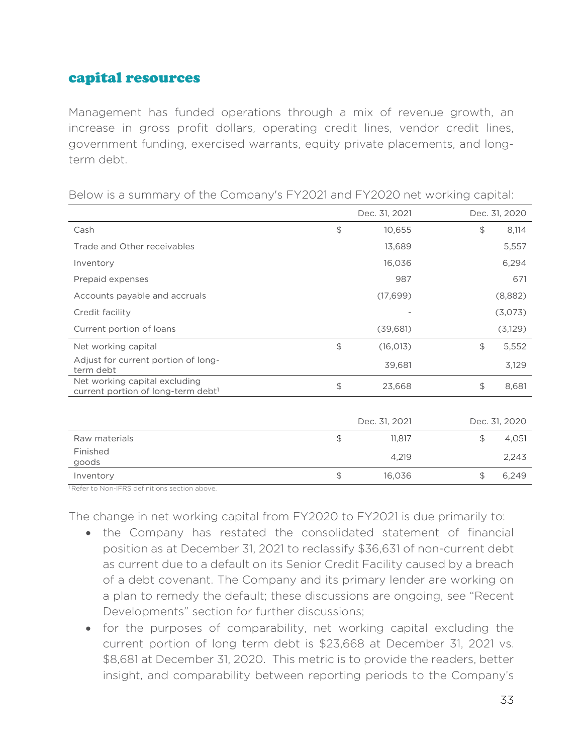## capital resources

Management has funded operations through a mix of revenue growth, an increase in gross profit dollars, operating credit lines, vendor credit lines, government funding, exercised warrants, equity private placements, and long-term debt.

Below is a summary of the Company's FY2021 and FY2020 net working capital:

| | Dec. 31, 2021 | Dec. 31, 2020 |
|---|---|---|
| Cash | $ 10,655 | $ 8,114 |
| Trade and Other receivables | 13,689 | 5,557 |
| Inventory | 16,036 | 6,294 |
| Prepaid expenses | 987 | 671 |
| Accounts payable and accruals | (17,699) | (8,882) |
| Credit facility | - | (3,073) |
| Current portion of loans | (39,681) | (3,129) |
| Net working capital | $ (16,013) | $ 5,552 |
| Adjust for current portion of long-term debt | 39,681 | 3,129 |
| Net working capital excluding current portion of long-term debt[1] | $ 23,668 | $ 8,681 |

| | Dec. 31, 2021 | Dec. 31, 2020 |
|---|---|---|
| Raw materials | $ 11,817 | $ 4,051 |
| Finished goods | 4,219 | 2,243 |
| Inventory | $ 16,036 | $ 6,249 |

[1] Refer to Non-IFRS definitions section above.

The change in net working capital from FY2020 to FY2021 is due primarily to:

- the Company has restated the consolidated statement of financial position as at December 31, 2021 to reclassify $36,631 of non-current debt as current due to a default on its Senior Credit Facility caused by a breach of a debt covenant. The Company and its primary lender are working on a plan to remedy the default; these discussions are ongoing, see "Recent Developments" section for further discussions;
- for the purposes of comparability, net working capital excluding the current portion of long term debt is $23,668 at December 31, 2021 vs. $8,681 at December 31, 2020. This metric is to provide the readers, better insight, and comparability between reporting periods to the Company's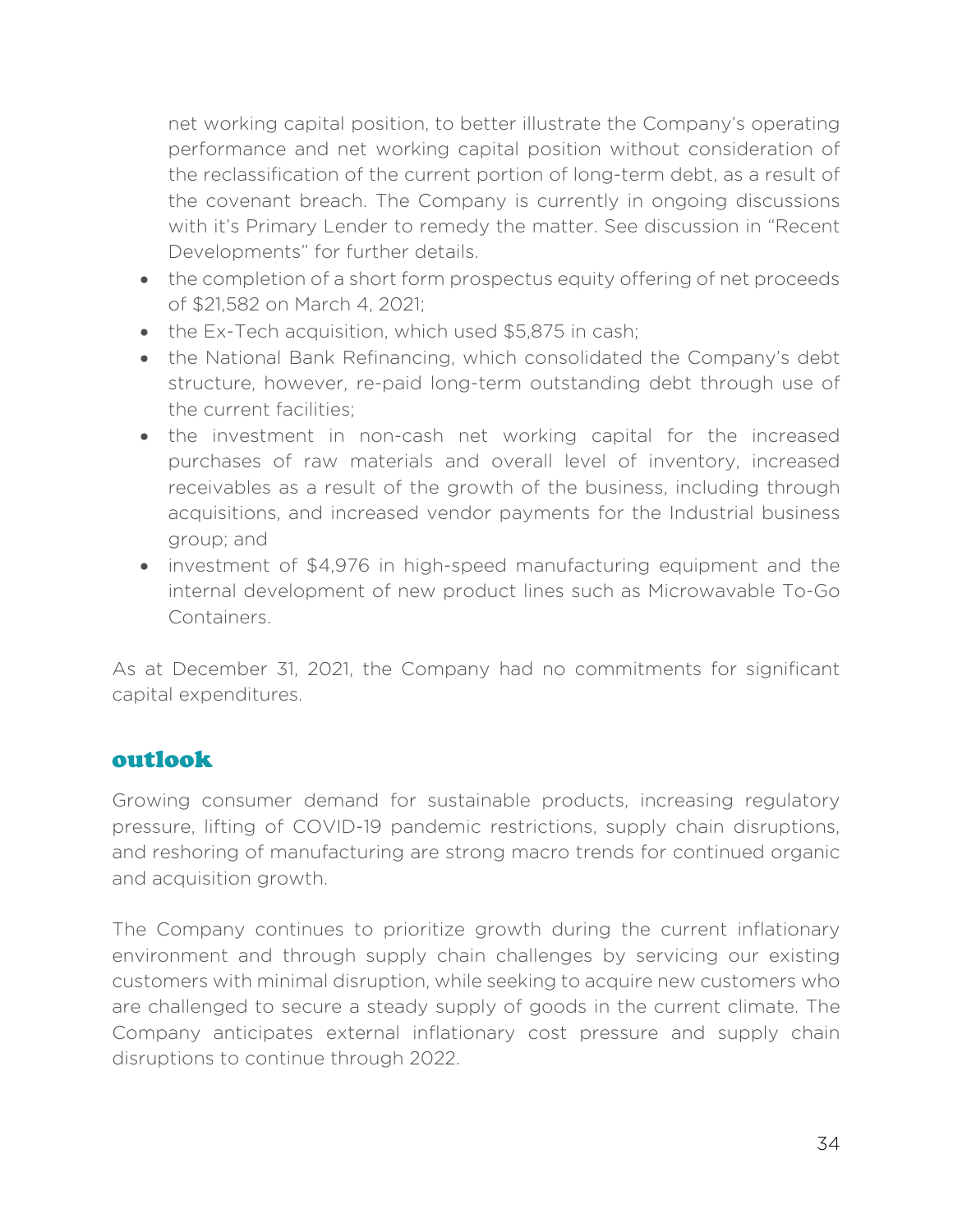net working capital position, to better illustrate the Company's operating performance and net working capital position without consideration of the reclassification of the current portion of long-term debt, as a result of the covenant breach. The Company is currently in ongoing discussions with it's Primary Lender to remedy the matter. See discussion in "Recent Developments" for further details.

- the completion of a short form prospectus equity offering of net proceeds of $21,582 on March 4, 2021;
- the Ex-Tech acquisition, which used $5,875 in cash;
- the National Bank Refinancing, which consolidated the Company's debt structure, however, re-paid long-term outstanding debt through use of the current facilities;
- the investment in non-cash net working capital for the increased purchases of raw materials and overall level of inventory, increased receivables as a result of the growth of the business, including through acquisitions, and increased vendor payments for the Industrial business group; and
- investment of $4,976 in high-speed manufacturing equipment and the internal development of new product lines such as Microwavable To-Go Containers.

As at December 31, 2021, the Company had no commitments for significant capital expenditures.

## outlook

Growing consumer demand for sustainable products, increasing regulatory pressure, lifting of COVID-19 pandemic restrictions, supply chain disruptions, and reshoring of manufacturing are strong macro trends for continued organic and acquisition growth.

The Company continues to prioritize growth during the current inflationary environment and through supply chain challenges by servicing our existing customers with minimal disruption, while seeking to acquire new customers who are challenged to secure a steady supply of goods in the current climate. The Company anticipates external inflationary cost pressure and supply chain disruptions to continue through 2022.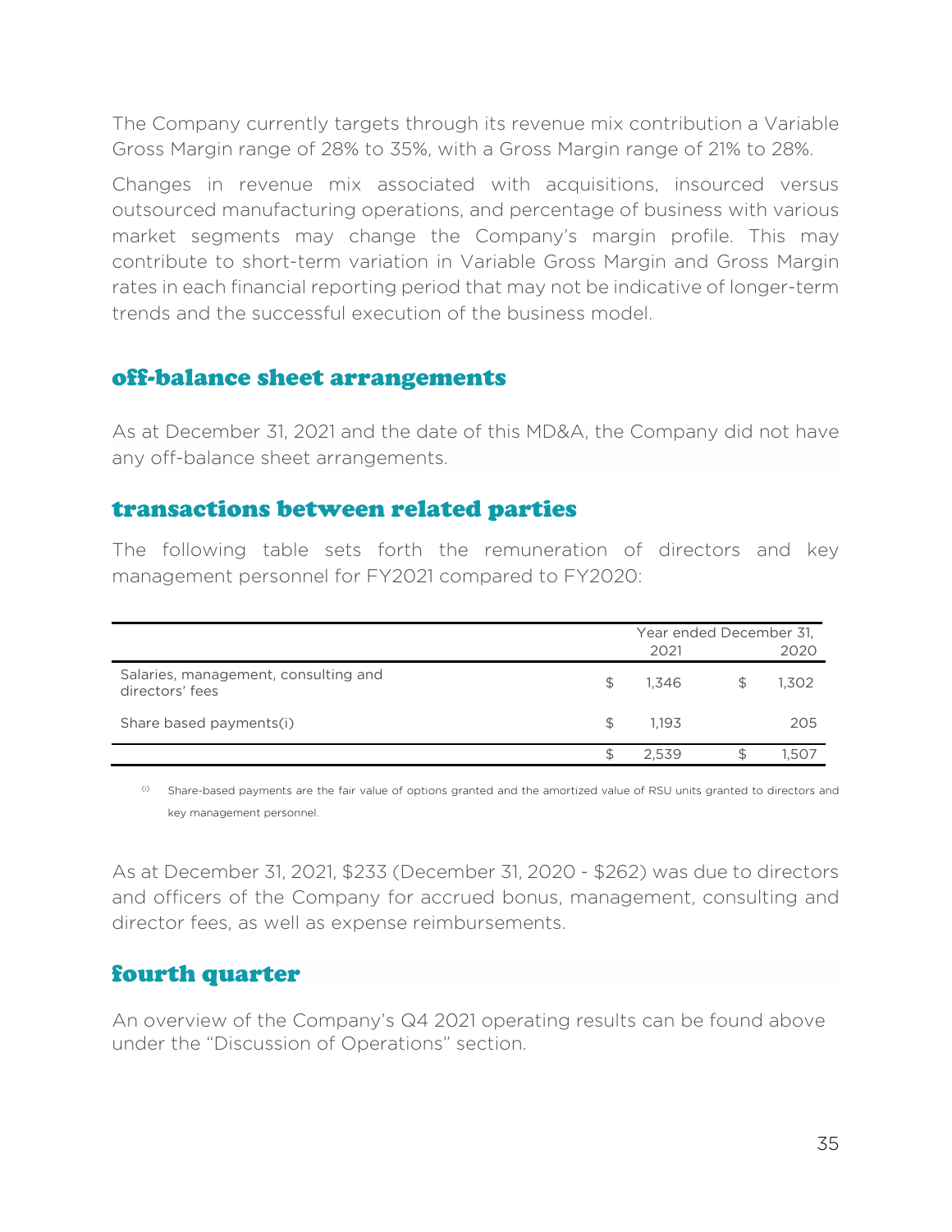The Company currently targets through its revenue mix contribution a Variable Gross Margin range of 28% to 35%, with a Gross Margin range of 21% to 28%.

Changes in revenue mix associated with acquisitions, insourced versus outsourced manufacturing operations, and percentage of business with various market segments may change the Company's margin profile. This may contribute to short-term variation in Variable Gross Margin and Gross Margin rates in each financial reporting period that may not be indicative of longer-term trends and the successful execution of the business model.

## off-balance sheet arrangements

As at December 31, 2021 and the date of this MD&A, the Company did not have any off-balance sheet arrangements.

## transactions between related parties

The following table sets forth the remuneration of directors and key management personnel for FY2021 compared to FY2020:

| | Year ended December 31, 2021 | 2020 |
|---|---|---|
| Salaries, management, consulting and directors' fees | $ 1,346 | $ 1,302 |
| Share based payments(i) | $ 1,193 | 205 |
| | $ 2,539 | $ 1,507 |

(i) Share-based payments are the fair value of options granted and the amortized value of RSU units granted to directors and key management personnel.

As at December 31, 2021, $233 (December 31, 2020 - $262) was due to directors and officers of the Company for accrued bonus, management, consulting and director fees, as well as expense reimbursements.

## fourth quarter

An overview of the Company's Q4 2021 operating results can be found above under the "Discussion of Operations" section.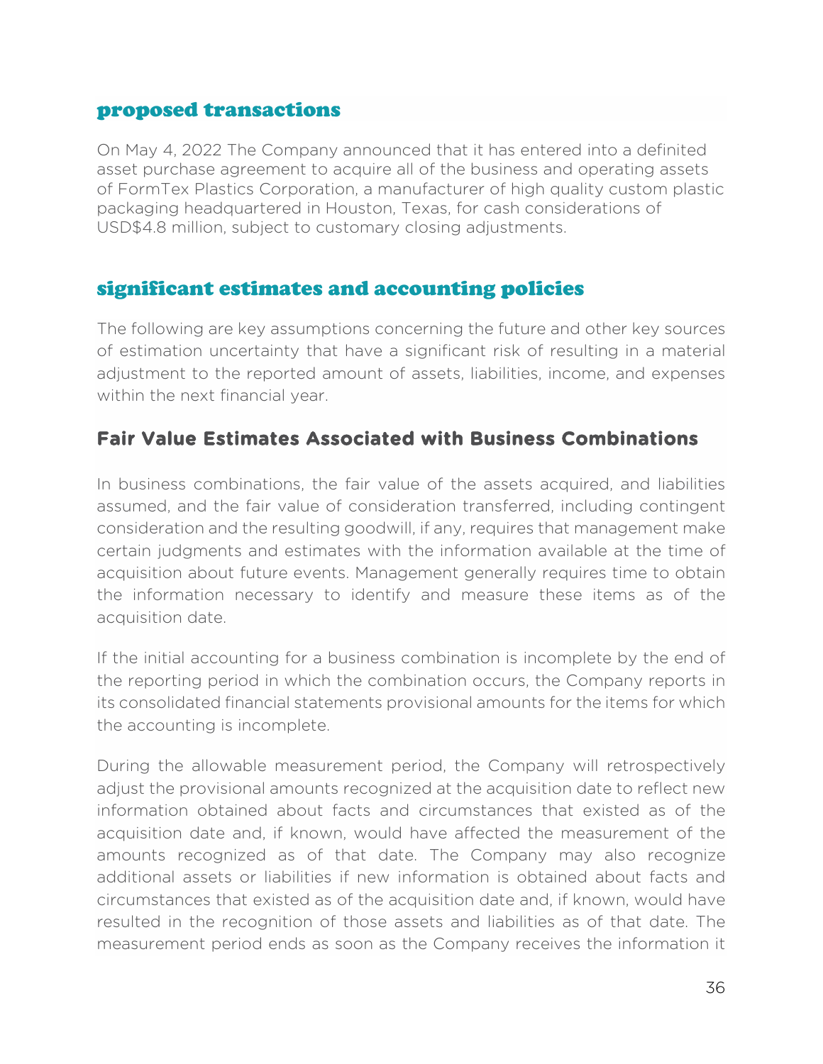## proposed transactions

On May 4, 2022 The Company announced that it has entered into a definited asset purchase agreement to acquire all of the business and operating assets of FormTex Plastics Corporation, a manufacturer of high quality custom plastic packaging headquartered in Houston, Texas, for cash considerations of USD$4.8 million, subject to customary closing adjustments.

## significant estimates and accounting policies

The following are key assumptions concerning the future and other key sources of estimation uncertainty that have a significant risk of resulting in a material adjustment to the reported amount of assets, liabilities, income, and expenses within the next financial year.

### Fair Value Estimates Associated with Business Combinations

In business combinations, the fair value of the assets acquired, and liabilities assumed, and the fair value of consideration transferred, including contingent consideration and the resulting goodwill, if any, requires that management make certain judgments and estimates with the information available at the time of acquisition about future events. Management generally requires time to obtain the information necessary to identify and measure these items as of the acquisition date.

If the initial accounting for a business combination is incomplete by the end of the reporting period in which the combination occurs, the Company reports in its consolidated financial statements provisional amounts for the items for which the accounting is incomplete.

During the allowable measurement period, the Company will retrospectively adjust the provisional amounts recognized at the acquisition date to reflect new information obtained about facts and circumstances that existed as of the acquisition date and, if known, would have affected the measurement of the amounts recognized as of that date. The Company may also recognize additional assets or liabilities if new information is obtained about facts and circumstances that existed as of the acquisition date and, if known, would have resulted in the recognition of those assets and liabilities as of that date. The measurement period ends as soon as the Company receives the information it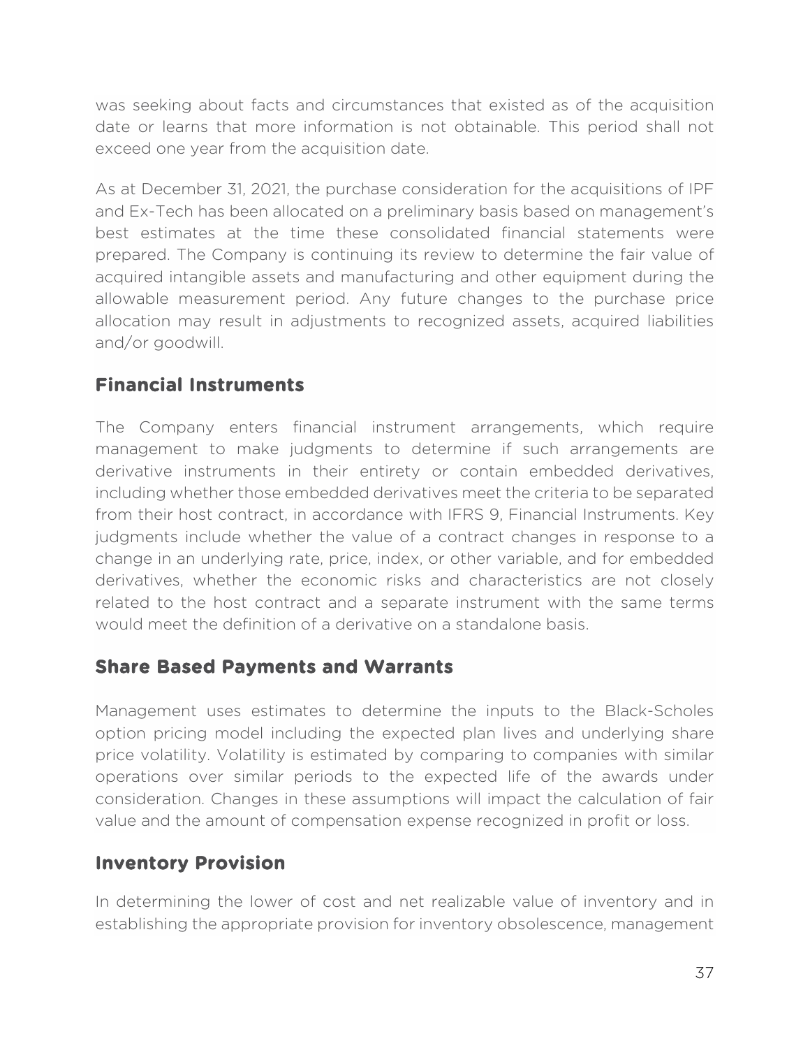was seeking about facts and circumstances that existed as of the acquisition date or learns that more information is not obtainable. This period shall not exceed one year from the acquisition date.

As at December 31, 2021, the purchase consideration for the acquisitions of IPF and Ex-Tech has been allocated on a preliminary basis based on management's best estimates at the time these consolidated financial statements were prepared. The Company is continuing its review to determine the fair value of acquired intangible assets and manufacturing and other equipment during the allowable measurement period. Any future changes to the purchase price allocation may result in adjustments to recognized assets, acquired liabilities and/or goodwill.

## Financial Instruments

The Company enters financial instrument arrangements, which require management to make judgments to determine if such arrangements are derivative instruments in their entirety or contain embedded derivatives, including whether those embedded derivatives meet the criteria to be separated from their host contract, in accordance with IFRS 9, Financial Instruments. Key judgments include whether the value of a contract changes in response to a change in an underlying rate, price, index, or other variable, and for embedded derivatives, whether the economic risks and characteristics are not closely related to the host contract and a separate instrument with the same terms would meet the definition of a derivative on a standalone basis.

## Share Based Payments and Warrants

Management uses estimates to determine the inputs to the Black-Scholes option pricing model including the expected plan lives and underlying share price volatility. Volatility is estimated by comparing to companies with similar operations over similar periods to the expected life of the awards under consideration. Changes in these assumptions will impact the calculation of fair value and the amount of compensation expense recognized in profit or loss.

## Inventory Provision

In determining the lower of cost and net realizable value of inventory and in establishing the appropriate provision for inventory obsolescence, management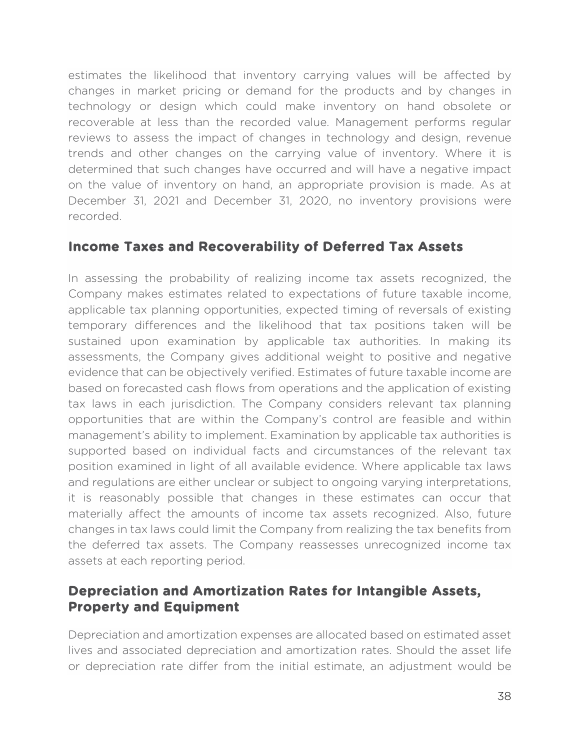estimates the likelihood that inventory carrying values will be affected by changes in market pricing or demand for the products and by changes in technology or design which could make inventory on hand obsolete or recoverable at less than the recorded value. Management performs regular reviews to assess the impact of changes in technology and design, revenue trends and other changes on the carrying value of inventory. Where it is determined that such changes have occurred and will have a negative impact on the value of inventory on hand, an appropriate provision is made. As at December 31, 2021 and December 31, 2020, no inventory provisions were recorded.

## Income Taxes and Recoverability of Deferred Tax Assets

In assessing the probability of realizing income tax assets recognized, the Company makes estimates related to expectations of future taxable income, applicable tax planning opportunities, expected timing of reversals of existing temporary differences and the likelihood that tax positions taken will be sustained upon examination by applicable tax authorities. In making its assessments, the Company gives additional weight to positive and negative evidence that can be objectively verified. Estimates of future taxable income are based on forecasted cash flows from operations and the application of existing tax laws in each jurisdiction. The Company considers relevant tax planning opportunities that are within the Company's control are feasible and within management's ability to implement. Examination by applicable tax authorities is supported based on individual facts and circumstances of the relevant tax position examined in light of all available evidence. Where applicable tax laws and regulations are either unclear or subject to ongoing varying interpretations, it is reasonably possible that changes in these estimates can occur that materially affect the amounts of income tax assets recognized. Also, future changes in tax laws could limit the Company from realizing the tax benefits from the deferred tax assets. The Company reassesses unrecognized income tax assets at each reporting period.

## Depreciation and Amortization Rates for Intangible Assets, Property and Equipment

Depreciation and amortization expenses are allocated based on estimated asset lives and associated depreciation and amortization rates. Should the asset life or depreciation rate differ from the initial estimate, an adjustment would be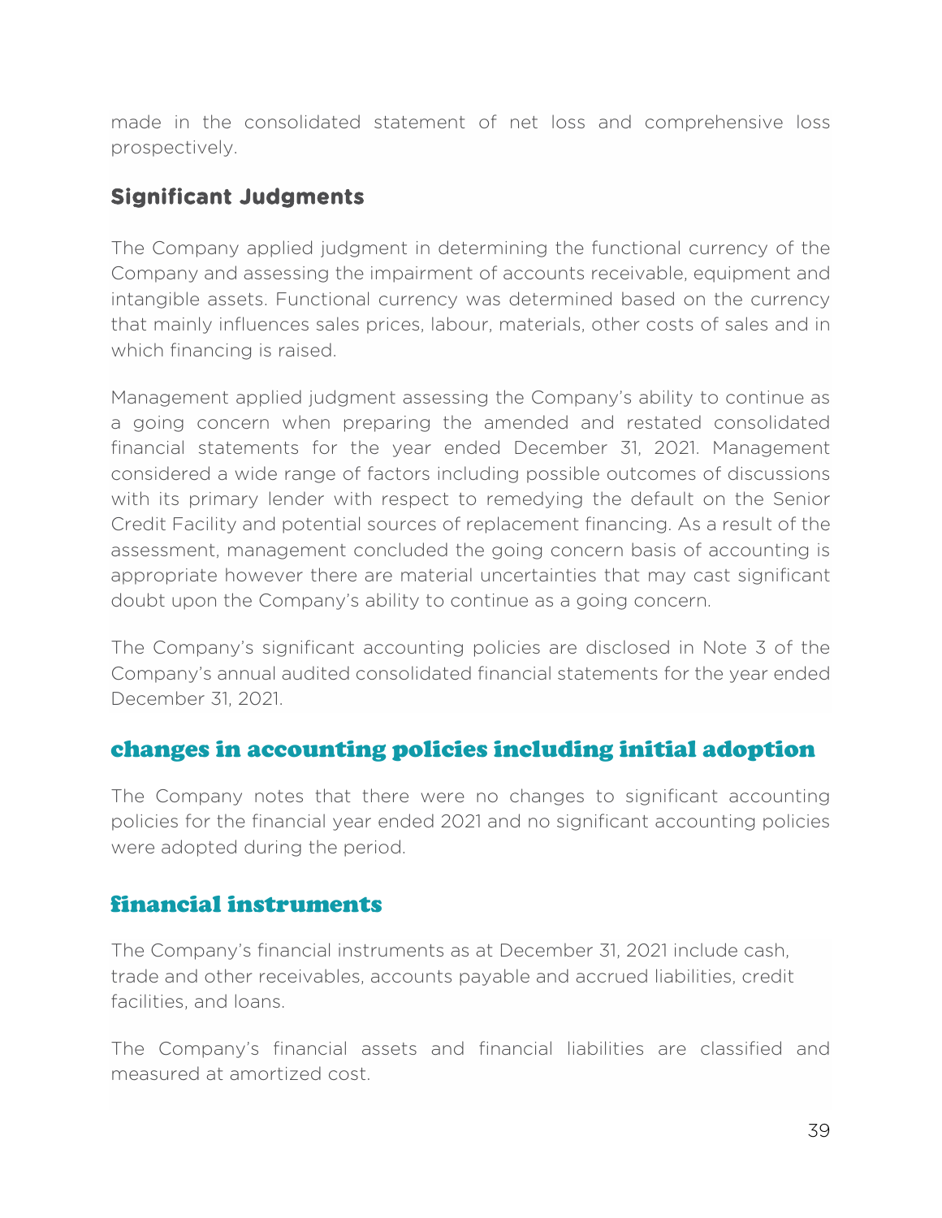made in the consolidated statement of net loss and comprehensive loss prospectively.

### Significant Judgments

The Company applied judgment in determining the functional currency of the Company and assessing the impairment of accounts receivable, equipment and intangible assets. Functional currency was determined based on the currency that mainly influences sales prices, labour, materials, other costs of sales and in which financing is raised.

Management applied judgment assessing the Company's ability to continue as a going concern when preparing the amended and restated consolidated financial statements for the year ended December 31, 2021. Management considered a wide range of factors including possible outcomes of discussions with its primary lender with respect to remedying the default on the Senior Credit Facility and potential sources of replacement financing. As a result of the assessment, management concluded the going concern basis of accounting is appropriate however there are material uncertainties that may cast significant doubt upon the Company's ability to continue as a going concern.

The Company's significant accounting policies are disclosed in Note 3 of the Company's annual audited consolidated financial statements for the year ended December 31, 2021.

## changes in accounting policies including initial adoption

The Company notes that there were no changes to significant accounting policies for the financial year ended 2021 and no significant accounting policies were adopted during the period.

## financial instruments

The Company's financial instruments as at December 31, 2021 include cash, trade and other receivables, accounts payable and accrued liabilities, credit facilities, and loans.

The Company's financial assets and financial liabilities are classified and measured at amortized cost.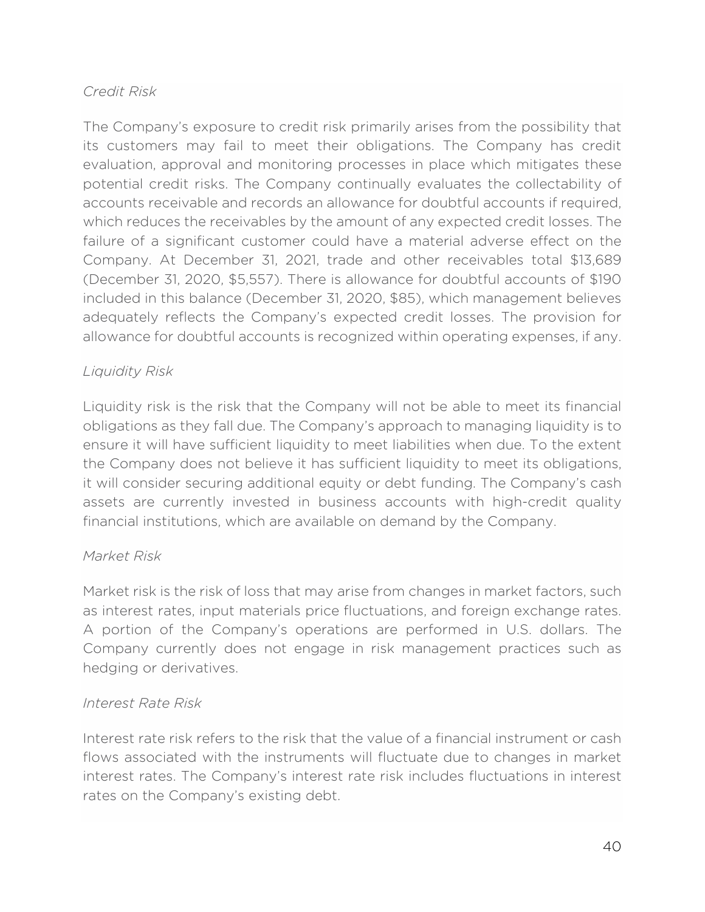*Credit Risk*

The Company's exposure to credit risk primarily arises from the possibility that its customers may fail to meet their obligations. The Company has credit evaluation, approval and monitoring processes in place which mitigates these potential credit risks. The Company continually evaluates the collectability of accounts receivable and records an allowance for doubtful accounts if required, which reduces the receivables by the amount of any expected credit losses. The failure of a significant customer could have a material adverse effect on the Company. At December 31, 2021, trade and other receivables total $13,689 (December 31, 2020, $5,557). There is allowance for doubtful accounts of $190 included in this balance (December 31, 2020, $85), which management believes adequately reflects the Company's expected credit losses. The provision for allowance for doubtful accounts is recognized within operating expenses, if any.

*Liquidity Risk*

Liquidity risk is the risk that the Company will not be able to meet its financial obligations as they fall due. The Company's approach to managing liquidity is to ensure it will have sufficient liquidity to meet liabilities when due. To the extent the Company does not believe it has sufficient liquidity to meet its obligations, it will consider securing additional equity or debt funding. The Company's cash assets are currently invested in business accounts with high-credit quality financial institutions, which are available on demand by the Company.

*Market Risk*

Market risk is the risk of loss that may arise from changes in market factors, such as interest rates, input materials price fluctuations, and foreign exchange rates. A portion of the Company's operations are performed in U.S. dollars. The Company currently does not engage in risk management practices such as hedging or derivatives.

*Interest Rate Risk*

Interest rate risk refers to the risk that the value of a financial instrument or cash flows associated with the instruments will fluctuate due to changes in market interest rates. The Company's interest rate risk includes fluctuations in interest rates on the Company's existing debt.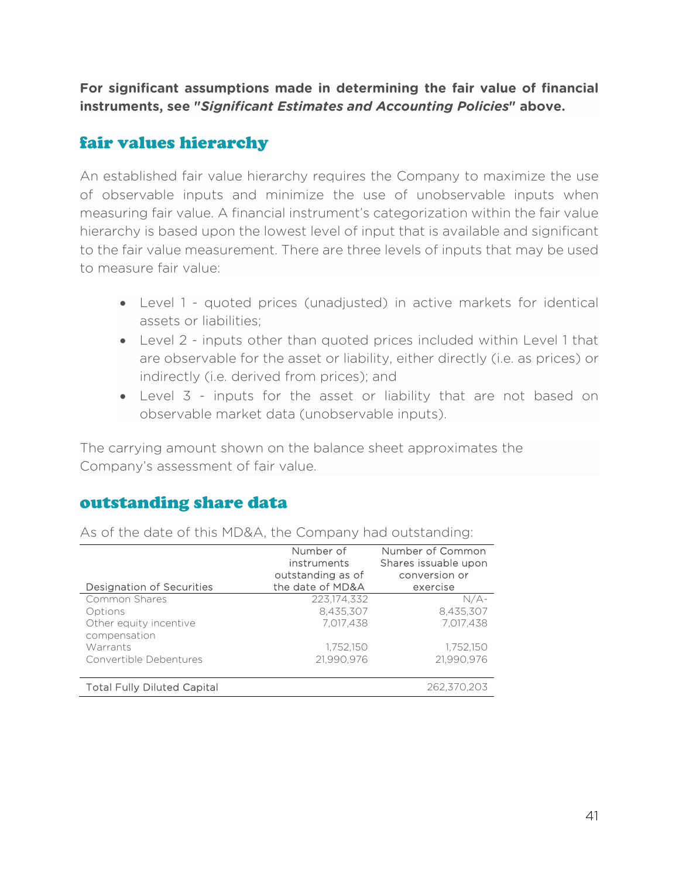**For significant assumptions made in determining the fair value of financial instruments, see "*Significant Estimates and Accounting Policies*" above.**

## fair values hierarchy

An established fair value hierarchy requires the Company to maximize the use of observable inputs and minimize the use of unobservable inputs when measuring fair value. A financial instrument's categorization within the fair value hierarchy is based upon the lowest level of input that is available and significant to the fair value measurement. There are three levels of inputs that may be used to measure fair value:

- Level 1 - quoted prices (unadjusted) in active markets for identical assets or liabilities;
- Level 2 - inputs other than quoted prices included within Level 1 that are observable for the asset or liability, either directly (i.e. as prices) or indirectly (i.e. derived from prices); and
- Level 3 - inputs for the asset or liability that are not based on observable market data (unobservable inputs).

The carrying amount shown on the balance sheet approximates the Company's assessment of fair value.

## outstanding share data

As of the date of this MD&A, the Company had outstanding:

| Designation of Securities | Number of instruments outstanding as of the date of MD&A | Number of Common Shares issuable upon conversion or exercise |
|---|---|---|
| Common Shares | 223,174,332 | N/A- |
| Options | 8,435,307 | 8,435,307 |
| Other equity incentive compensation | 7,017,438 | 7,017,438 |
| Warrants | 1,752,150 | 1,752,150 |
| Convertible Debentures | 21,990,976 | 21,990,976 |
| Total Fully Diluted Capital | | 262,370,203 |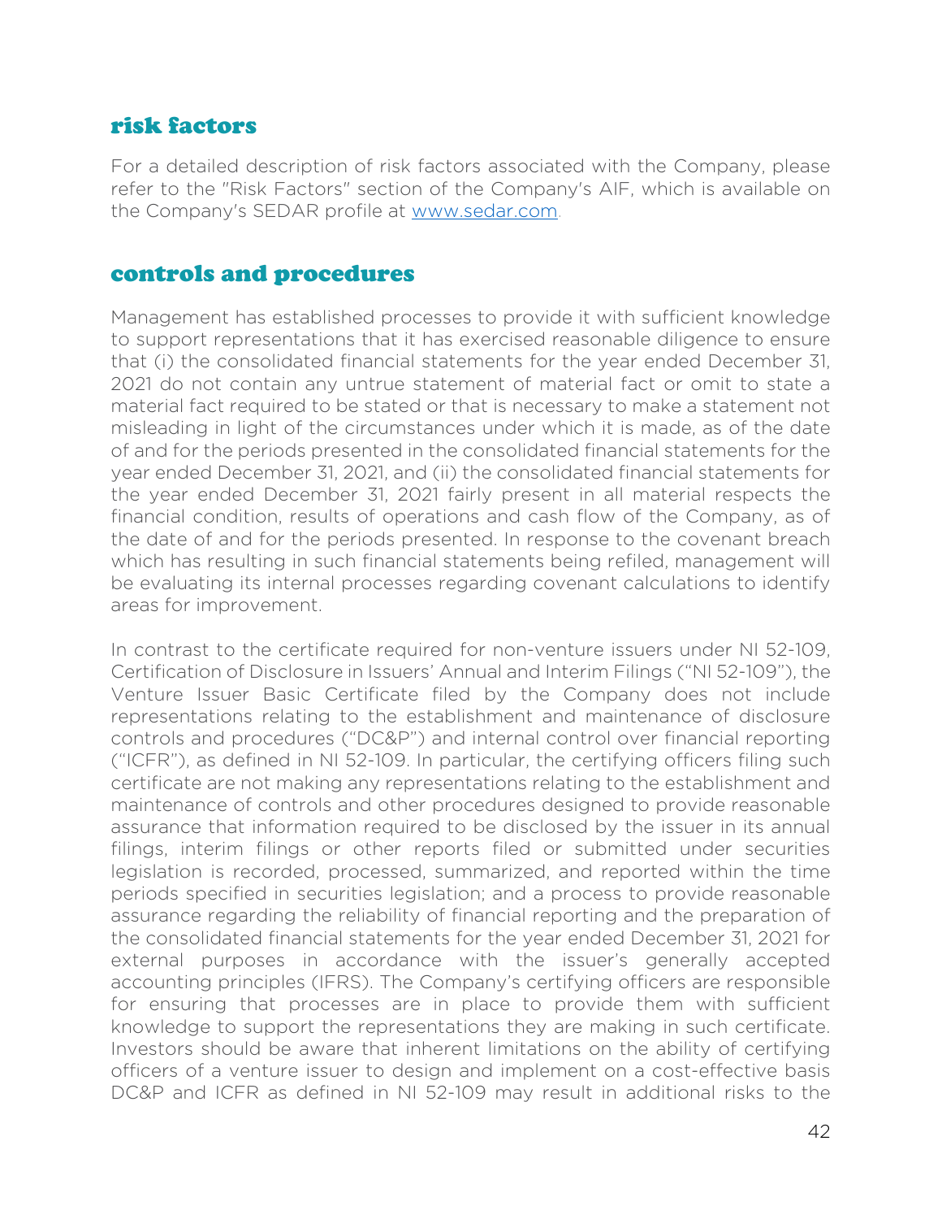## risk factors

For a detailed description of risk factors associated with the Company, please refer to the "Risk Factors" section of the Company's AIF, which is available on the Company's SEDAR profile at www.sedar.com.

## controls and procedures

Management has established processes to provide it with sufficient knowledge to support representations that it has exercised reasonable diligence to ensure that (i) the consolidated financial statements for the year ended December 31, 2021 do not contain any untrue statement of material fact or omit to state a material fact required to be stated or that is necessary to make a statement not misleading in light of the circumstances under which it is made, as of the date of and for the periods presented in the consolidated financial statements for the year ended December 31, 2021, and (ii) the consolidated financial statements for the year ended December 31, 2021 fairly present in all material respects the financial condition, results of operations and cash flow of the Company, as of the date of and for the periods presented. In response to the covenant breach which has resulting in such financial statements being refiled, management will be evaluating its internal processes regarding covenant calculations to identify areas for improvement.

In contrast to the certificate required for non-venture issuers under NI 52-109, Certification of Disclosure in Issuers' Annual and Interim Filings ("NI 52-109"), the Venture Issuer Basic Certificate filed by the Company does not include representations relating to the establishment and maintenance of disclosure controls and procedures ("DC&P") and internal control over financial reporting ("ICFR"), as defined in NI 52-109. In particular, the certifying officers filing such certificate are not making any representations relating to the establishment and maintenance of controls and other procedures designed to provide reasonable assurance that information required to be disclosed by the issuer in its annual filings, interim filings or other reports filed or submitted under securities legislation is recorded, processed, summarized, and reported within the time periods specified in securities legislation; and a process to provide reasonable assurance regarding the reliability of financial reporting and the preparation of the consolidated financial statements for the year ended December 31, 2021 for external purposes in accordance with the issuer's generally accepted accounting principles (IFRS). The Company's certifying officers are responsible for ensuring that processes are in place to provide them with sufficient knowledge to support the representations they are making in such certificate. Investors should be aware that inherent limitations on the ability of certifying officers of a venture issuer to design and implement on a cost-effective basis DC&P and ICFR as defined in NI 52-109 may result in additional risks to the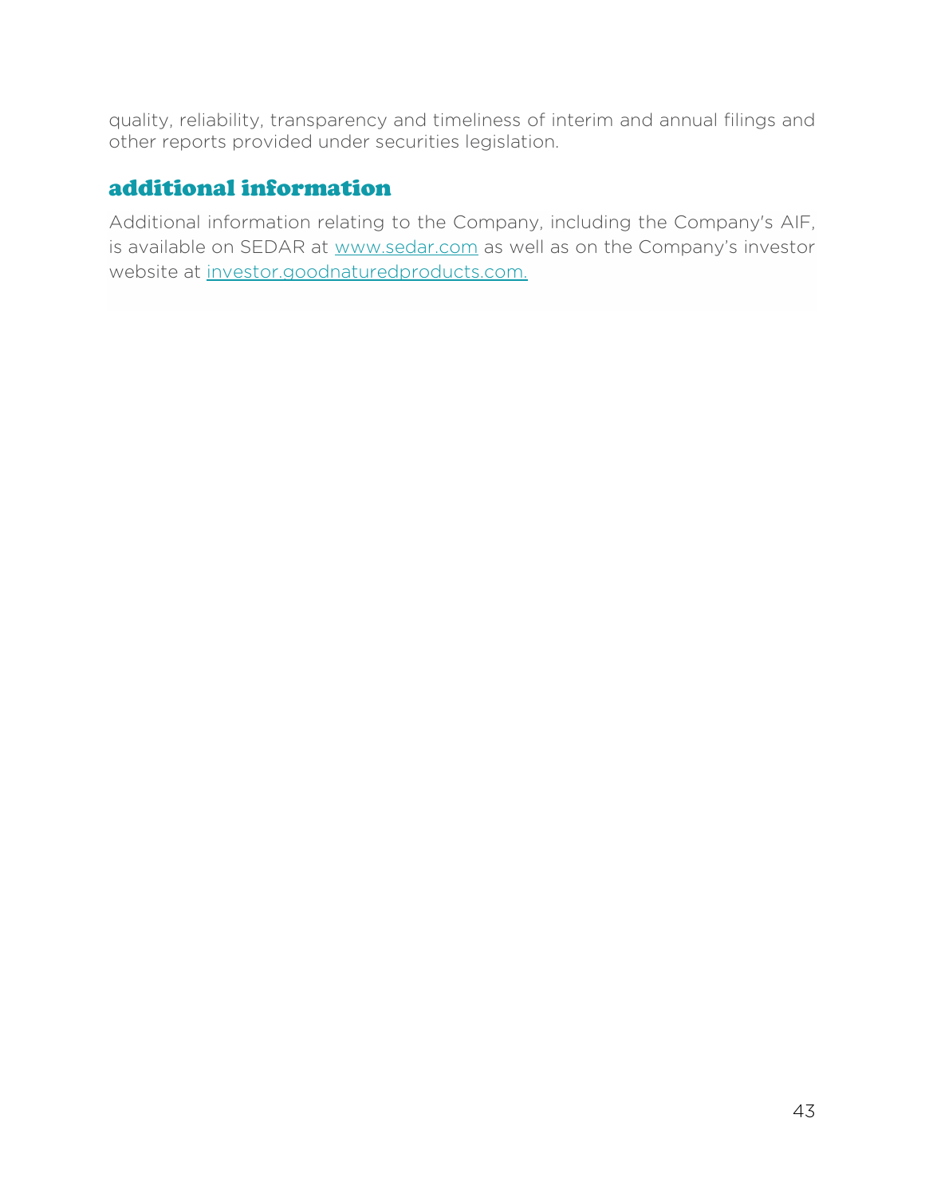quality, reliability, transparency and timeliness of interim and annual filings and other reports provided under securities legislation.

## additional information

Additional information relating to the Company, including the Company's AIF, is available on SEDAR at www.sedar.com as well as on the Company's investor website at investor.goodnaturedproducts.com.